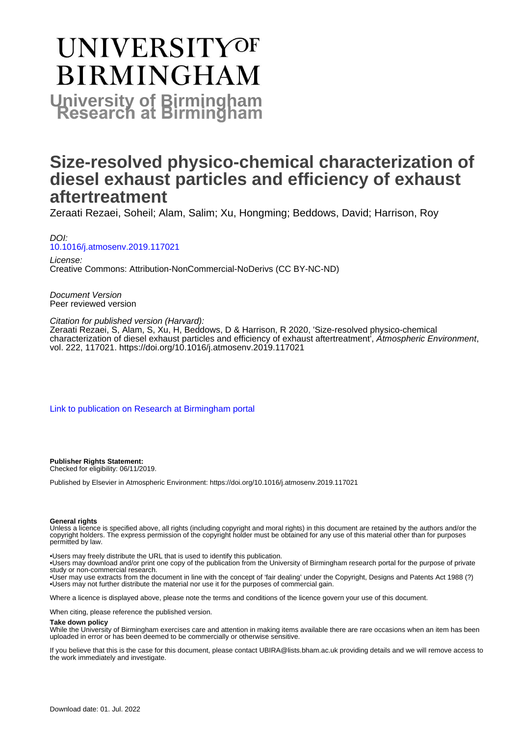# UNIVERSITY OF BIRMINGHAM

## University of Birmingham Research at Birmingham

# Size-resolved physico-chemical characterization of diesel exhaust particles and efficiency of exhaust aftertreatment

Zeraati Rezaei, Soheil; Alam, Salim; Xu, Hongming; Beddows, David; Harrison, Roy

*DOI:*
10.1016/j.atmosenv.2019.117021

*License:*
Creative Commons: Attribution-NonCommercial-NoDerivs (CC BY-NC-ND)

*Document Version*
Peer reviewed version

*Citation for published version (Harvard):*
Zeraati Rezaei, S, Alam, S, Xu, H, Beddows, D & Harrison, R 2020, 'Size-resolved physico-chemical characterization of diesel exhaust particles and efficiency of exhaust aftertreatment', *Atmospheric Environment*, vol. 222, 117021. https://doi.org/10.1016/j.atmosenv.2019.117021

Link to publication on Research at Birmingham portal

**Publisher Rights Statement:**
Checked for eligibility: 06/11/2019.

Published by Elsevier in Atmospheric Environment: https://doi.org/10.1016/j.atmosenv.2019.117021

**General rights**
Unless a licence is specified above, all rights (including copyright and moral rights) in this document are retained by the authors and/or the copyright holders. The express permission of the copyright holder must be obtained for any use of this material other than for purposes permitted by law.

•Users may freely distribute the URL that is used to identify this publication.
•Users may download and/or print one copy of the publication from the University of Birmingham research portal for the purpose of private study or non-commercial research.
•User may use extracts from the document in line with the concept of 'fair dealing' under the Copyright, Designs and Patents Act 1988 (?)
•Users may not further distribute the material nor use it for the purposes of commercial gain.

Where a licence is displayed above, please note the terms and conditions of the licence govern your use of this document.

When citing, please reference the published version.

**Take down policy**
While the University of Birmingham exercises care and attention in making items available there are rare occasions when an item has been uploaded in error or has been deemed to be commercially or otherwise sensitive.

If you believe that this is the case for this document, please contact UBIRA@lists.bham.ac.uk providing details and we will remove access to the work immediately and investigate.

Download date: 01. Jul. 2022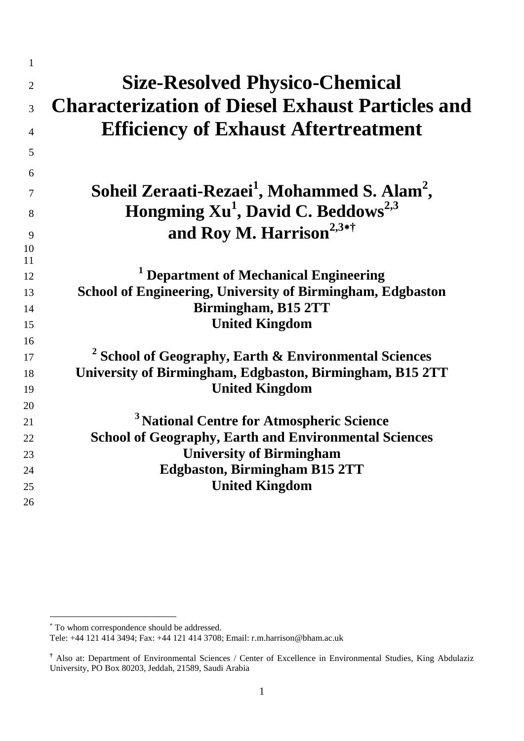# Size-Resolved Physico-Chemical Characterization of Diesel Exhaust Particles and Efficiency of Exhaust Aftertreatment

**Soheil Zeraati-Rezaei[1], Mohammed S. Alam[2], Hongming Xu[1], David C. Beddows[2,3] and Roy M. Harrison[2,3*†]**

**[1] Department of Mechanical Engineering**
**School of Engineering, University of Birmingham, Edgbaston**
**Birmingham, B15 2TT**
**United Kingdom**

**[2] School of Geography, Earth & Environmental Sciences**
**University of Birmingham, Edgbaston, Birmingham, B15 2TT**
**United Kingdom**

**[3] National Centre for Atmospheric Science**
**School of Geography, Earth and Environmental Sciences**
**University of Birmingham**
**Edgbaston, Birmingham B15 2TT**
**United Kingdom**

---

* To whom correspondence should be addressed.
Tele: +44 121 414 3494; Fax: +44 121 414 3708; Email: r.m.harrison@bham.ac.uk

† Also at: Department of Environmental Sciences / Center of Excellence in Environmental Studies, King Abdulaziz University, PO Box 80203, Jeddah, 21589, Saudi Arabia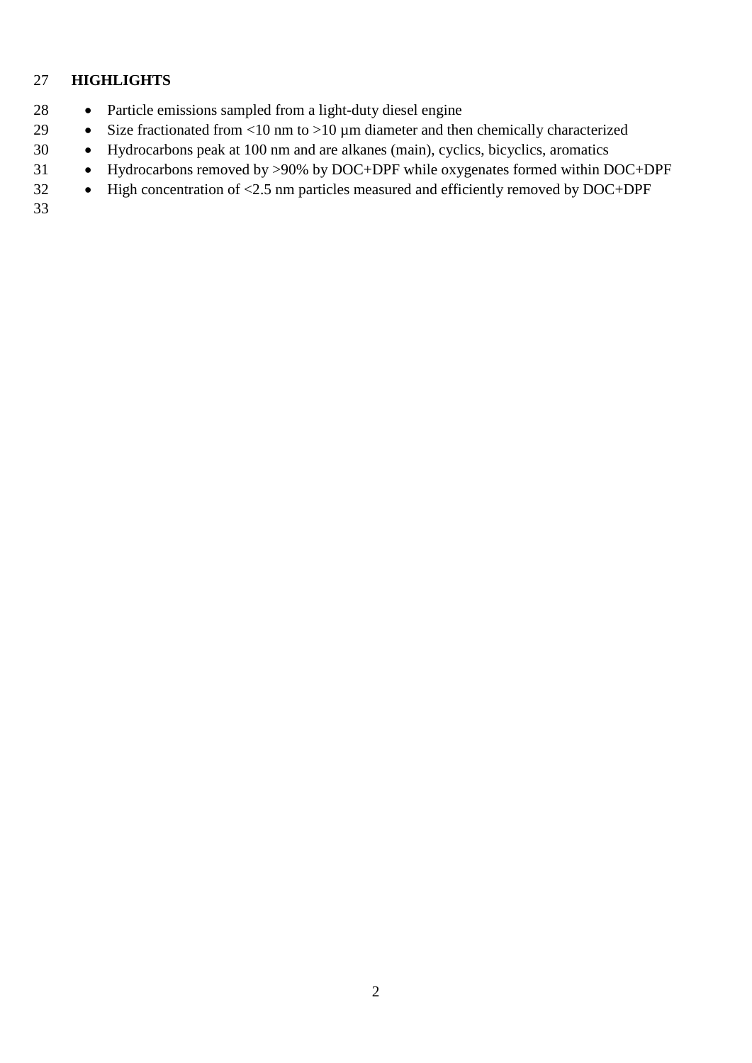## HIGHLIGHTS

- Particle emissions sampled from a light-duty diesel engine
- Size fractionated from <10 nm to >10 µm diameter and then chemically characterized
- Hydrocarbons peak at 100 nm and are alkanes (main), cyclics, bicyclics, aromatics
- Hydrocarbons removed by >90% by DOC+DPF while oxygenates formed within DOC+DPF
- High concentration of <2.5 nm particles measured and efficiently removed by DOC+DPF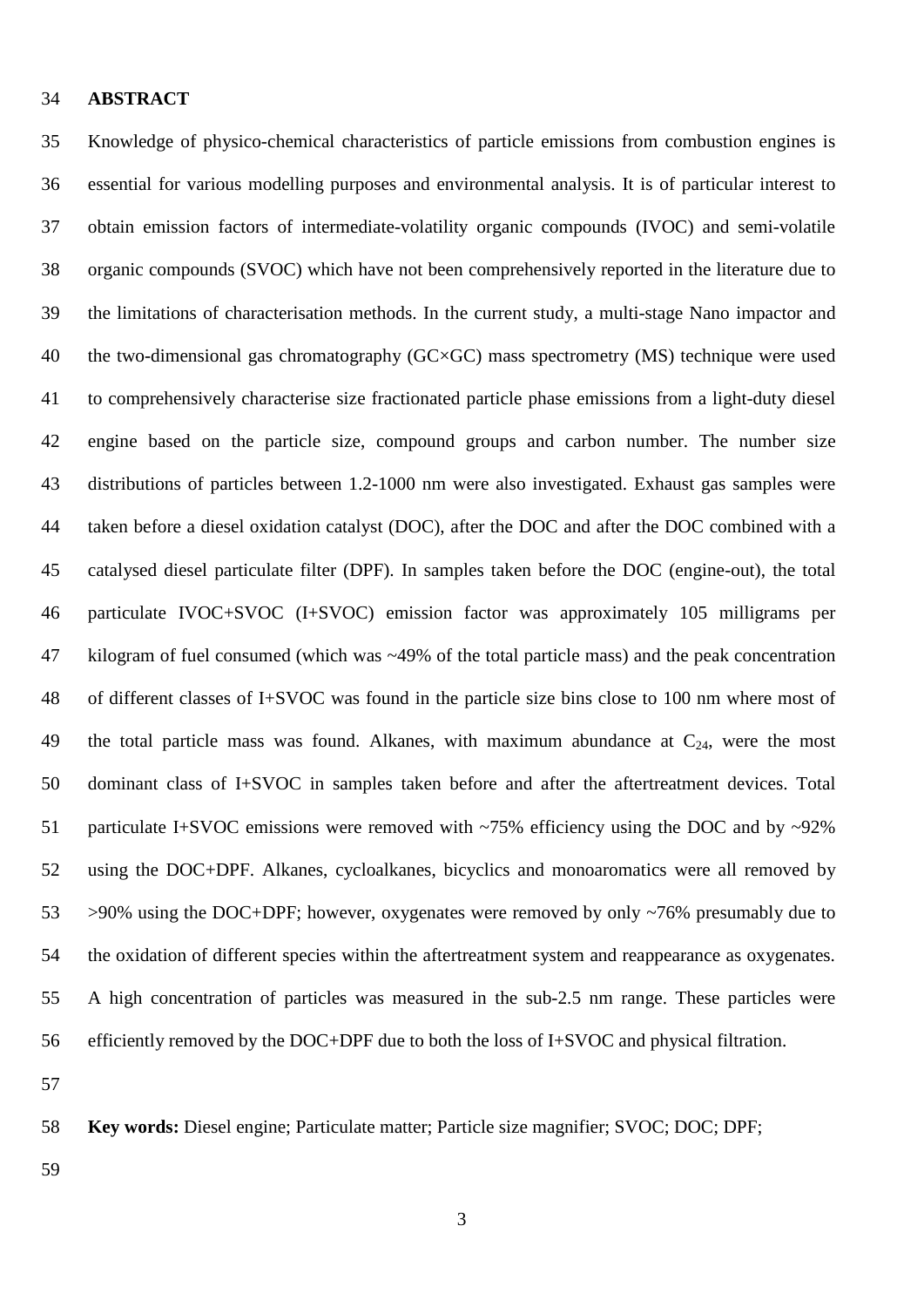## ABSTRACT

Knowledge of physico-chemical characteristics of particle emissions from combustion engines is essential for various modelling purposes and environmental analysis. It is of particular interest to obtain emission factors of intermediate-volatility organic compounds (IVOC) and semi-volatile organic compounds (SVOC) which have not been comprehensively reported in the literature due to the limitations of characterisation methods. In the current study, a multi-stage Nano impactor and the two-dimensional gas chromatography (GC×GC) mass spectrometry (MS) technique were used to comprehensively characterise size fractionated particle phase emissions from a light-duty diesel engine based on the particle size, compound groups and carbon number. The number size distributions of particles between 1.2-1000 nm were also investigated. Exhaust gas samples were taken before a diesel oxidation catalyst (DOC), after the DOC and after the DOC combined with a catalysed diesel particulate filter (DPF). In samples taken before the DOC (engine-out), the total particulate IVOC+SVOC (I+SVOC) emission factor was approximately 105 milligrams per kilogram of fuel consumed (which was ~49% of the total particle mass) and the peak concentration of different classes of I+SVOC was found in the particle size bins close to 100 nm where most of the total particle mass was found. Alkanes, with maximum abundance at $C_{24}$, were the most dominant class of I+SVOC in samples taken before and after the aftertreatment devices. Total particulate I+SVOC emissions were removed with ~75% efficiency using the DOC and by ~92% using the DOC+DPF. Alkanes, cycloalkanes, bicyclics and monoaromatics were all removed by >90% using the DOC+DPF; however, oxygenates were removed by only ~76% presumably due to the oxidation of different species within the aftertreatment system and reappearance as oxygenates. A high concentration of particles was measured in the sub-2.5 nm range. These particles were efficiently removed by the DOC+DPF due to both the loss of I+SVOC and physical filtration.

**Key words:** Diesel engine; Particulate matter; Particle size magnifier; SVOC; DOC; DPF;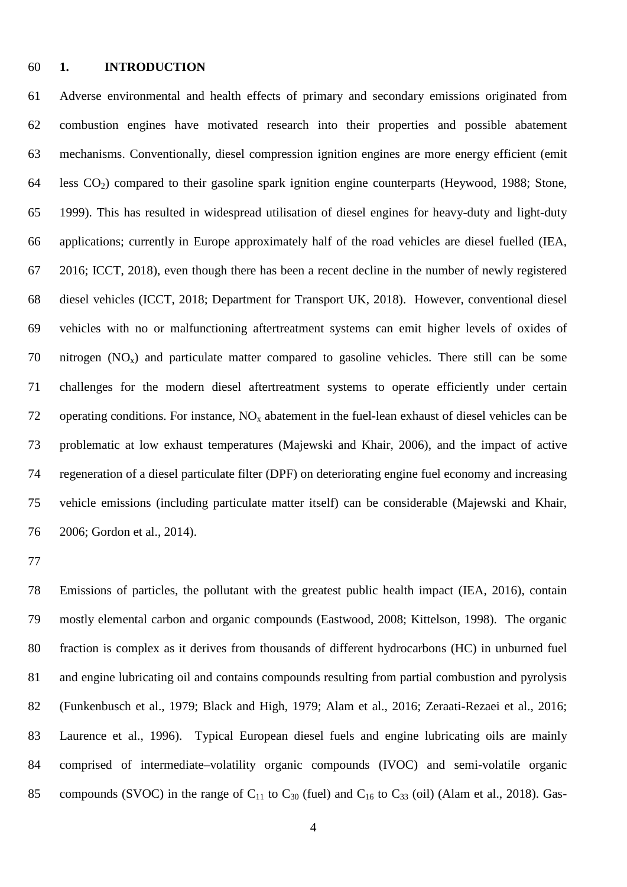# 1. INTRODUCTION

Adverse environmental and health effects of primary and secondary emissions originated from combustion engines have motivated research into their properties and possible abatement mechanisms. Conventionally, diesel compression ignition engines are more energy efficient (emit less $CO_2$) compared to their gasoline spark ignition engine counterparts (Heywood, 1988; Stone, 1999). This has resulted in widespread utilisation of diesel engines for heavy-duty and light-duty applications; currently in Europe approximately half of the road vehicles are diesel fuelled (IEA, 2016; ICCT, 2018), even though there has been a recent decline in the number of newly registered diesel vehicles (ICCT, 2018; Department for Transport UK, 2018). However, conventional diesel vehicles with no or malfunctioning aftertreatment systems can emit higher levels of oxides of nitrogen ($NO_x$) and particulate matter compared to gasoline vehicles. There still can be some challenges for the modern diesel aftertreatment systems to operate efficiently under certain operating conditions. For instance, $NO_x$ abatement in the fuel-lean exhaust of diesel vehicles can be problematic at low exhaust temperatures (Majewski and Khair, 2006), and the impact of active regeneration of a diesel particulate filter (DPF) on deteriorating engine fuel economy and increasing vehicle emissions (including particulate matter itself) can be considerable (Majewski and Khair, 2006; Gordon et al., 2014).

Emissions of particles, the pollutant with the greatest public health impact (IEA, 2016), contain mostly elemental carbon and organic compounds (Eastwood, 2008; Kittelson, 1998). The organic fraction is complex as it derives from thousands of different hydrocarbons (HC) in unburned fuel and engine lubricating oil and contains compounds resulting from partial combustion and pyrolysis (Funkenbusch et al., 1979; Black and High, 1979; Alam et al., 2016; Zeraati-Rezaei et al., 2016; Laurence et al., 1996). Typical European diesel fuels and engine lubricating oils are mainly comprised of intermediate–volatility organic compounds (IVOC) and semi-volatile organic compounds (SVOC) in the range of $C_{11}$ to $C_{30}$ (fuel) and $C_{16}$ to $C_{33}$ (oil) (Alam et al., 2018). Gas-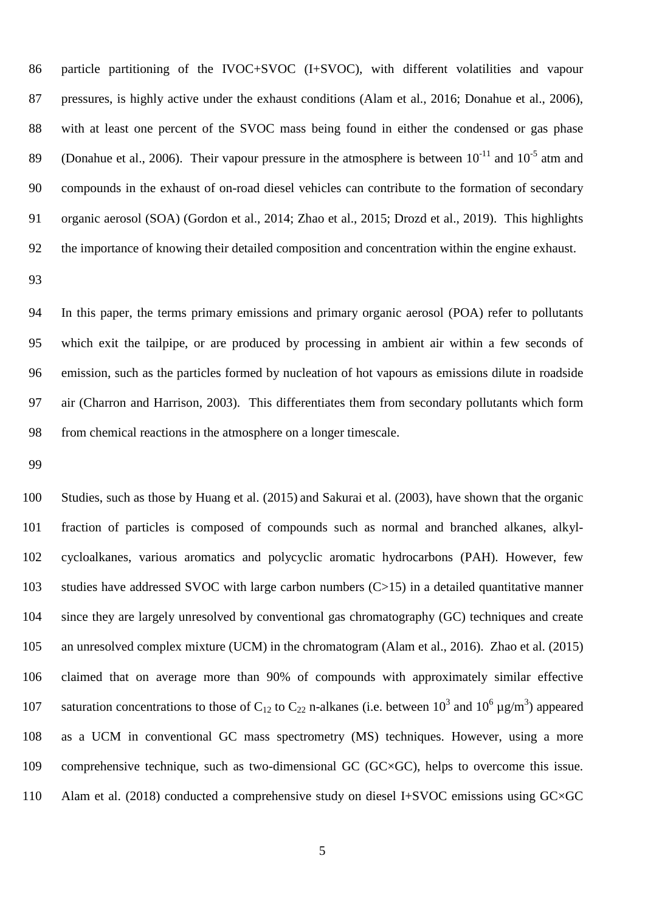particle partitioning of the IVOC+SVOC (I+SVOC), with different volatilities and vapour pressures, is highly active under the exhaust conditions (Alam et al., 2016; Donahue et al., 2006), with at least one percent of the SVOC mass being found in either the condensed or gas phase (Donahue et al., 2006). Their vapour pressure in the atmosphere is between $10^{-11}$ and $10^{-5}$ atm and compounds in the exhaust of on-road diesel vehicles can contribute to the formation of secondary organic aerosol (SOA) (Gordon et al., 2014; Zhao et al., 2015; Drozd et al., 2019). This highlights the importance of knowing their detailed composition and concentration within the engine exhaust.

In this paper, the terms primary emissions and primary organic aerosol (POA) refer to pollutants which exit the tailpipe, or are produced by processing in ambient air within a few seconds of emission, such as the particles formed by nucleation of hot vapours as emissions dilute in roadside air (Charron and Harrison, 2003). This differentiates them from secondary pollutants which form from chemical reactions in the atmosphere on a longer timescale.

Studies, such as those by Huang et al. (2015) and Sakurai et al. (2003), have shown that the organic fraction of particles is composed of compounds such as normal and branched alkanes, alkyl-cycloalkanes, various aromatics and polycyclic aromatic hydrocarbons (PAH). However, few studies have addressed SVOC with large carbon numbers (C>15) in a detailed quantitative manner since they are largely unresolved by conventional gas chromatography (GC) techniques and create an unresolved complex mixture (UCM) in the chromatogram (Alam et al., 2016). Zhao et al. (2015) claimed that on average more than 90% of compounds with approximately similar effective saturation concentrations to those of $C_{12}$ to $C_{22}$ n-alkanes (i.e. between $10^3$ and $10^6$ μg/m$^3$) appeared as a UCM in conventional GC mass spectrometry (MS) techniques. However, using a more comprehensive technique, such as two-dimensional GC (GC×GC), helps to overcome this issue. Alam et al. (2018) conducted a comprehensive study on diesel I+SVOC emissions using GC×GC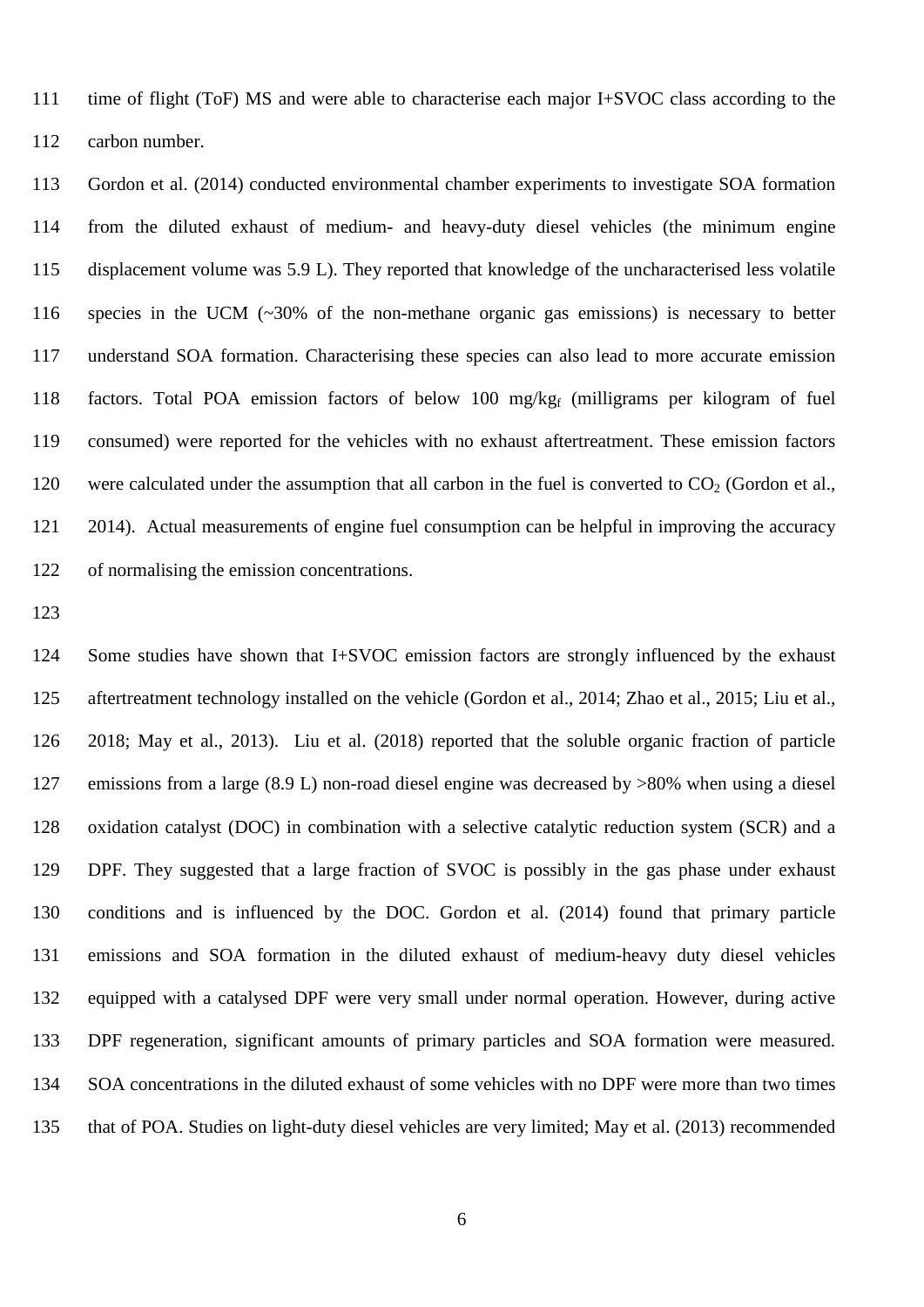time of flight (ToF) MS and were able to characterise each major I+SVOC class according to the carbon number.

Gordon et al. (2014) conducted environmental chamber experiments to investigate SOA formation from the diluted exhaust of medium- and heavy-duty diesel vehicles (the minimum engine displacement volume was 5.9 L). They reported that knowledge of the uncharacterised less volatile species in the UCM (~30% of the non-methane organic gas emissions) is necessary to better understand SOA formation. Characterising these species can also lead to more accurate emission factors. Total POA emission factors of below 100 $mg/kg_f$ (milligrams per kilogram of fuel consumed) were reported for the vehicles with no exhaust aftertreatment. These emission factors were calculated under the assumption that all carbon in the fuel is converted to $CO_2$ (Gordon et al., 2014). Actual measurements of engine fuel consumption can be helpful in improving the accuracy of normalising the emission concentrations.

Some studies have shown that I+SVOC emission factors are strongly influenced by the exhaust aftertreatment technology installed on the vehicle (Gordon et al., 2014; Zhao et al., 2015; Liu et al., 2018; May et al., 2013). Liu et al. (2018) reported that the soluble organic fraction of particle emissions from a large (8.9 L) non-road diesel engine was decreased by >80% when using a diesel oxidation catalyst (DOC) in combination with a selective catalytic reduction system (SCR) and a DPF. They suggested that a large fraction of SVOC is possibly in the gas phase under exhaust conditions and is influenced by the DOC. Gordon et al. (2014) found that primary particle emissions and SOA formation in the diluted exhaust of medium-heavy duty diesel vehicles equipped with a catalysed DPF were very small under normal operation. However, during active DPF regeneration, significant amounts of primary particles and SOA formation were measured. SOA concentrations in the diluted exhaust of some vehicles with no DPF were more than two times that of POA. Studies on light-duty diesel vehicles are very limited; May et al. (2013) recommended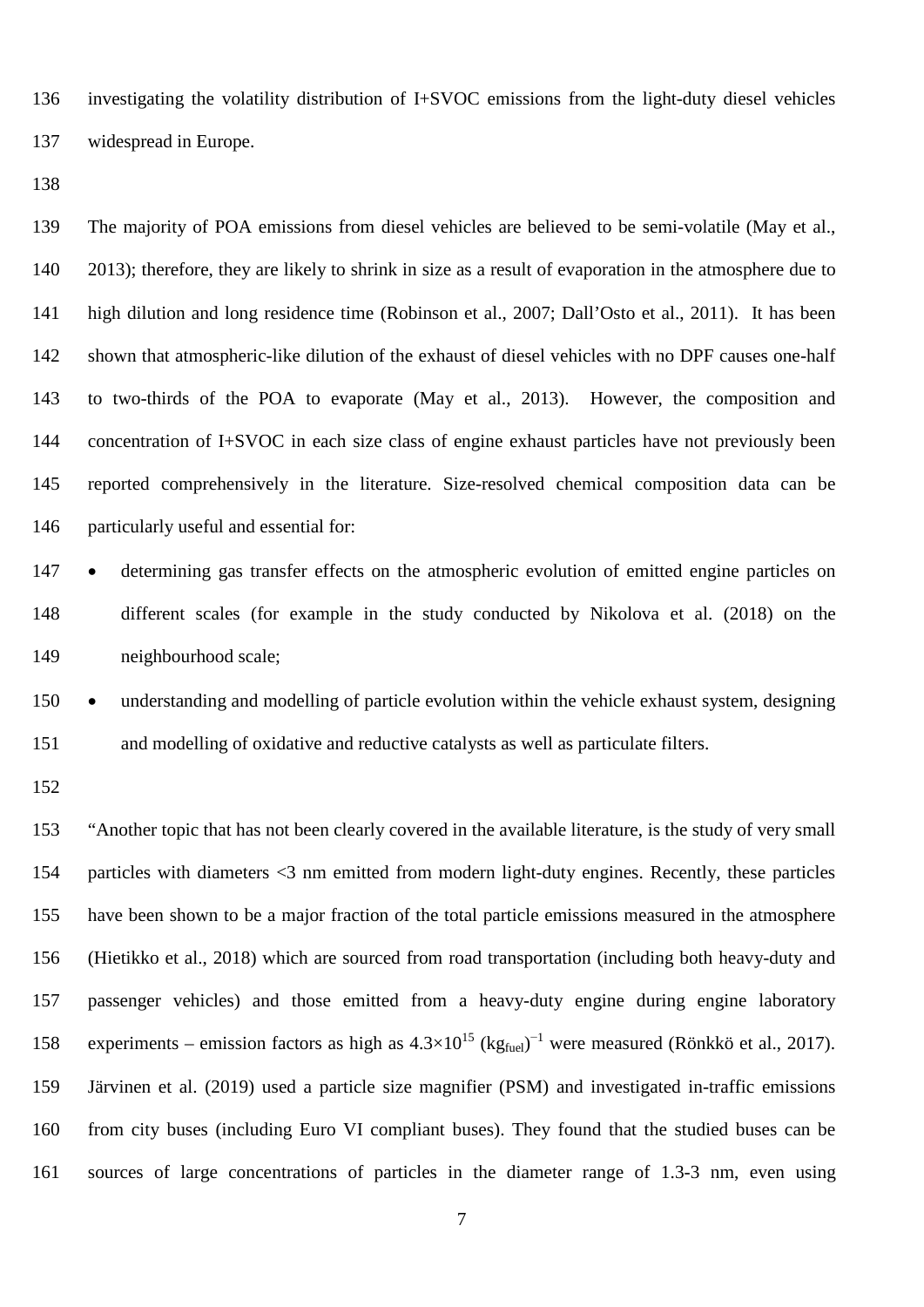investigating the volatility distribution of I+SVOC emissions from the light-duty diesel vehicles widespread in Europe.

The majority of POA emissions from diesel vehicles are believed to be semi-volatile (May et al., 2013); therefore, they are likely to shrink in size as a result of evaporation in the atmosphere due to high dilution and long residence time (Robinson et al., 2007; Dall'Osto et al., 2011). It has been shown that atmospheric-like dilution of the exhaust of diesel vehicles with no DPF causes one-half to two-thirds of the POA to evaporate (May et al., 2013). However, the composition and concentration of I+SVOC in each size class of engine exhaust particles have not previously been reported comprehensively in the literature. Size-resolved chemical composition data can be particularly useful and essential for:

- determining gas transfer effects on the atmospheric evolution of emitted engine particles on different scales (for example in the study conducted by Nikolova et al. (2018) on the neighbourhood scale;
- understanding and modelling of particle evolution within the vehicle exhaust system, designing and modelling of oxidative and reductive catalysts as well as particulate filters.

"Another topic that has not been clearly covered in the available literature, is the study of very small particles with diameters <3 nm emitted from modern light-duty engines. Recently, these particles have been shown to be a major fraction of the total particle emissions measured in the atmosphere (Hietikko et al., 2018) which are sourced from road transportation (including both heavy-duty and passenger vehicles) and those emitted from a heavy-duty engine during engine laboratory experiments – emission factors as high as $4.3\times10^{15}$ $(\text{kg}_{\text{fuel}})^{-1}$ were measured (Rönkkö et al., 2017). Järvinen et al. (2019) used a particle size magnifier (PSM) and investigated in-traffic emissions from city buses (including Euro VI compliant buses). They found that the studied buses can be sources of large concentrations of particles in the diameter range of 1.3-3 nm, even using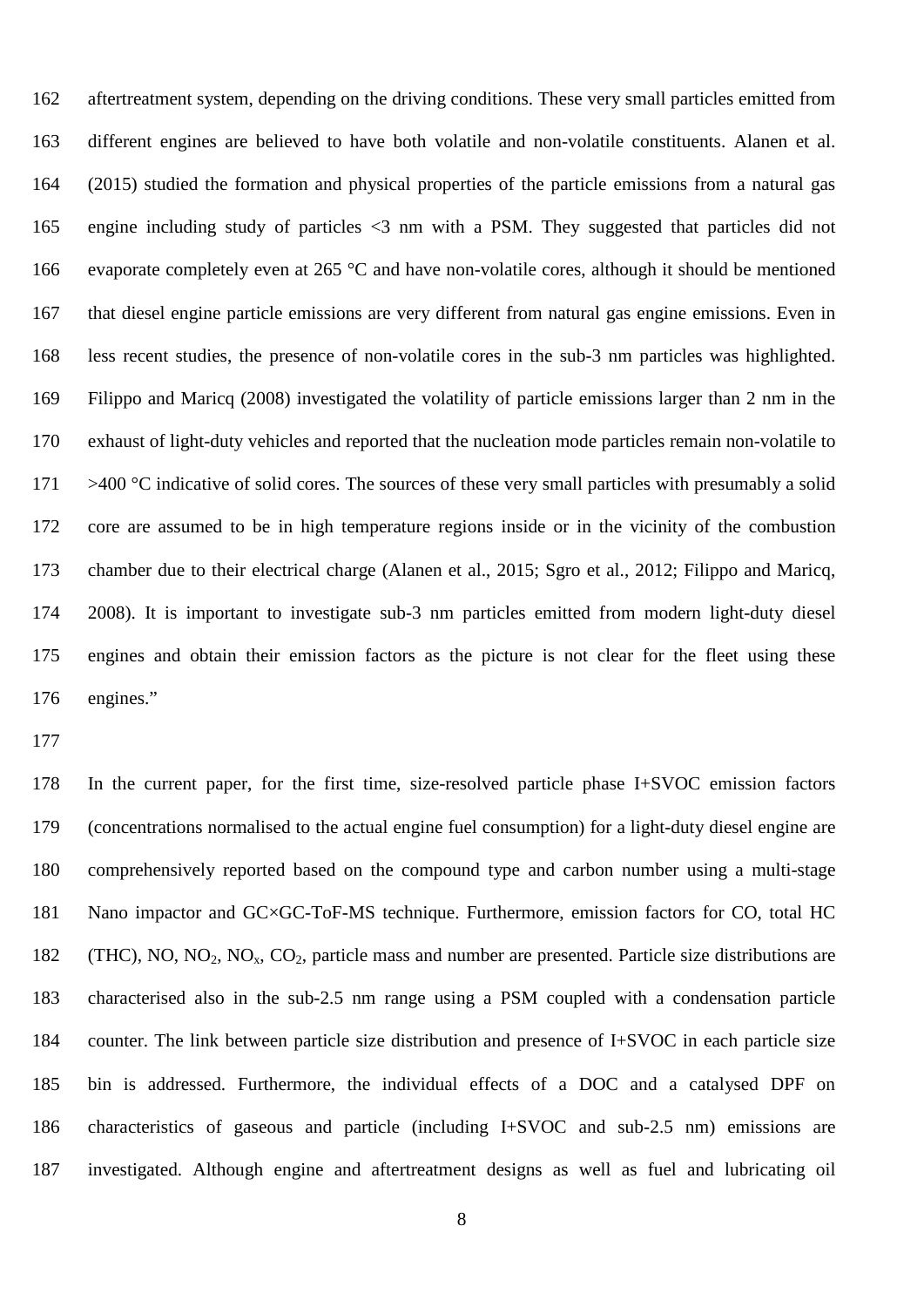aftertreatment system, depending on the driving conditions. These very small particles emitted from different engines are believed to have both volatile and non-volatile constituents. Alanen et al. (2015) studied the formation and physical properties of the particle emissions from a natural gas engine including study of particles <3 nm with a PSM. They suggested that particles did not evaporate completely even at 265 °C and have non-volatile cores, although it should be mentioned that diesel engine particle emissions are very different from natural gas engine emissions. Even in less recent studies, the presence of non-volatile cores in the sub-3 nm particles was highlighted. Filippo and Maricq (2008) investigated the volatility of particle emissions larger than 2 nm in the exhaust of light-duty vehicles and reported that the nucleation mode particles remain non-volatile to >400 °C indicative of solid cores. The sources of these very small particles with presumably a solid core are assumed to be in high temperature regions inside or in the vicinity of the combustion chamber due to their electrical charge (Alanen et al., 2015; Sgro et al., 2012; Filippo and Maricq, 2008). It is important to investigate sub-3 nm particles emitted from modern light-duty diesel engines and obtain their emission factors as the picture is not clear for the fleet using these engines."

In the current paper, for the first time, size-resolved particle phase I+SVOC emission factors (concentrations normalised to the actual engine fuel consumption) for a light-duty diesel engine are comprehensively reported based on the compound type and carbon number using a multi-stage Nano impactor and GC×GC-ToF-MS technique. Furthermore, emission factors for CO, total HC (THC), NO, $NO_2$, $NO_x$, $CO_2$, particle mass and number are presented. Particle size distributions are characterised also in the sub-2.5 nm range using a PSM coupled with a condensation particle counter. The link between particle size distribution and presence of I+SVOC in each particle size bin is addressed. Furthermore, the individual effects of a DOC and a catalysed DPF on characteristics of gaseous and particle (including I+SVOC and sub-2.5 nm) emissions are investigated. Although engine and aftertreatment designs as well as fuel and lubricating oil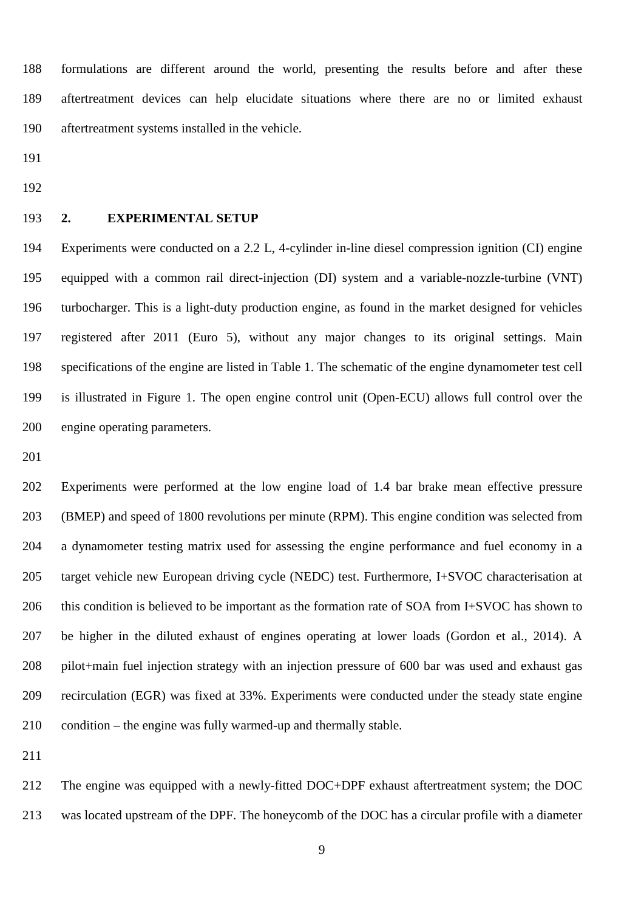formulations are different around the world, presenting the results before and after these aftertreatment devices can help elucidate situations where there are no or limited exhaust aftertreatment systems installed in the vehicle.

## 2. EXPERIMENTAL SETUP

Experiments were conducted on a 2.2 L, 4-cylinder in-line diesel compression ignition (CI) engine equipped with a common rail direct-injection (DI) system and a variable-nozzle-turbine (VNT) turbocharger. This is a light-duty production engine, as found in the market designed for vehicles registered after 2011 (Euro 5), without any major changes to its original settings. Main specifications of the engine are listed in Table 1. The schematic of the engine dynamometer test cell is illustrated in Figure 1. The open engine control unit (Open-ECU) allows full control over the engine operating parameters.

Experiments were performed at the low engine load of 1.4 bar brake mean effective pressure (BMEP) and speed of 1800 revolutions per minute (RPM). This engine condition was selected from a dynamometer testing matrix used for assessing the engine performance and fuel economy in a target vehicle new European driving cycle (NEDC) test. Furthermore, I+SVOC characterisation at this condition is believed to be important as the formation rate of SOA from I+SVOC has shown to be higher in the diluted exhaust of engines operating at lower loads (Gordon et al., 2014). A pilot+main fuel injection strategy with an injection pressure of 600 bar was used and exhaust gas recirculation (EGR) was fixed at 33%. Experiments were conducted under the steady state engine condition – the engine was fully warmed-up and thermally stable.

The engine was equipped with a newly-fitted DOC+DPF exhaust aftertreatment system; the DOC was located upstream of the DPF. The honeycomb of the DOC has a circular profile with a diameter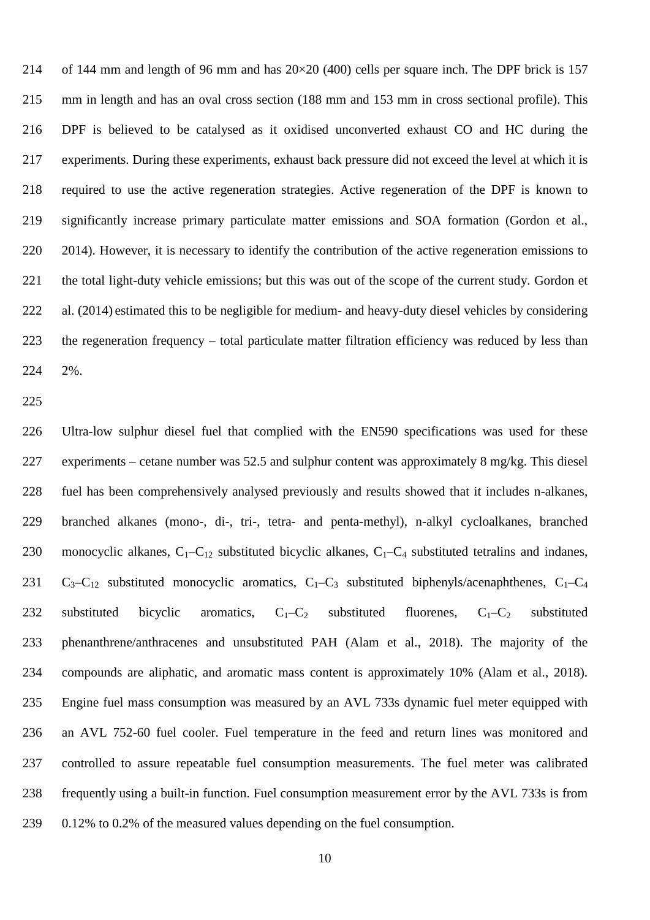of 144 mm and length of 96 mm and has 20×20 (400) cells per square inch. The DPF brick is 157 mm in length and has an oval cross section (188 mm and 153 mm in cross sectional profile). This DPF is believed to be catalysed as it oxidised unconverted exhaust CO and HC during the experiments. During these experiments, exhaust back pressure did not exceed the level at which it is required to use the active regeneration strategies. Active regeneration of the DPF is known to significantly increase primary particulate matter emissions and SOA formation (Gordon et al., 2014). However, it is necessary to identify the contribution of the active regeneration emissions to the total light-duty vehicle emissions; but this was out of the scope of the current study. Gordon et al. (2014) estimated this to be negligible for medium- and heavy-duty diesel vehicles by considering the regeneration frequency – total particulate matter filtration efficiency was reduced by less than 2%.

Ultra-low sulphur diesel fuel that complied with the EN590 specifications was used for these experiments – cetane number was 52.5 and sulphur content was approximately 8 mg/kg. This diesel fuel has been comprehensively analysed previously and results showed that it includes n-alkanes, branched alkanes (mono-, di-, tri-, tetra- and penta-methyl), n-alkyl cycloalkanes, branched monocyclic alkanes, $C_1$–$C_{12}$ substituted bicyclic alkanes, $C_1$–$C_4$ substituted tetralins and indanes, $C_3$–$C_{12}$ substituted monocyclic aromatics, $C_1$–$C_3$ substituted biphenyls/acenaphthenes, $C_1$–$C_4$ substituted bicyclic aromatics, $C_1$–$C_2$ substituted fluorenes, $C_1$–$C_2$ substituted phenanthrene/anthracenes and unsubstituted PAH (Alam et al., 2018). The majority of the compounds are aliphatic, and aromatic mass content is approximately 10% (Alam et al., 2018). Engine fuel mass consumption was measured by an AVL 733s dynamic fuel meter equipped with an AVL 752-60 fuel cooler. Fuel temperature in the feed and return lines was monitored and controlled to assure repeatable fuel consumption measurements. The fuel meter was calibrated frequently using a built-in function. Fuel consumption measurement error by the AVL 733s is from 0.12% to 0.2% of the measured values depending on the fuel consumption.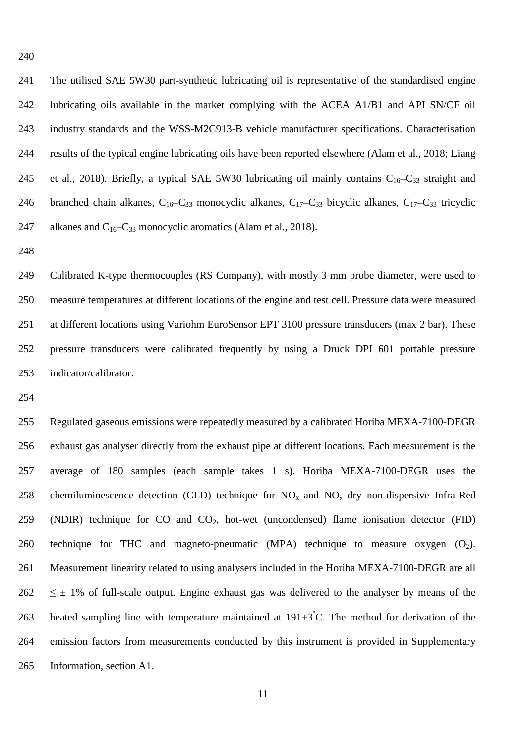The utilised SAE 5W30 part-synthetic lubricating oil is representative of the standardised engine lubricating oils available in the market complying with the ACEA A1/B1 and API SN/CF oil industry standards and the WSS-M2C913-B vehicle manufacturer specifications. Characterisation results of the typical engine lubricating oils have been reported elsewhere (Alam et al., 2018; Liang et al., 2018). Briefly, a typical SAE 5W30 lubricating oil mainly contains $C_{16}$–$C_{33}$ straight and branched chain alkanes, $C_{16}$–$C_{33}$ monocyclic alkanes, $C_{17}$–$C_{33}$ bicyclic alkanes, $C_{17}$–$C_{33}$ tricyclic alkanes and $C_{16}$–$C_{33}$ monocyclic aromatics (Alam et al., 2018).

Calibrated K-type thermocouples (RS Company), with mostly 3 mm probe diameter, were used to measure temperatures at different locations of the engine and test cell. Pressure data were measured at different locations using Variohm EuroSensor EPT 3100 pressure transducers (max 2 bar). These pressure transducers were calibrated frequently by using a Druck DPI 601 portable pressure indicator/calibrator.

Regulated gaseous emissions were repeatedly measured by a calibrated Horiba MEXA-7100-DEGR exhaust gas analyser directly from the exhaust pipe at different locations. Each measurement is the average of 180 samples (each sample takes 1 s). Horiba MEXA-7100-DEGR uses the chemiluminescence detection (CLD) technique for $NO_x$ and NO, dry non-dispersive Infra-Red (NDIR) technique for CO and $CO_2$, hot-wet (uncondensed) flame ionisation detector (FID) technique for THC and magneto-pneumatic (MPA) technique to measure oxygen ($O_2$). Measurement linearity related to using analysers included in the Horiba MEXA-7100-DEGR are all $\leq \pm$ 1% of full-scale output. Engine exhaust gas was delivered to the analyser by means of the heated sampling line with temperature maintained at $191 \pm 3^{\circ}$C. The method for derivation of the emission factors from measurements conducted by this instrument is provided in Supplementary Information, section A1.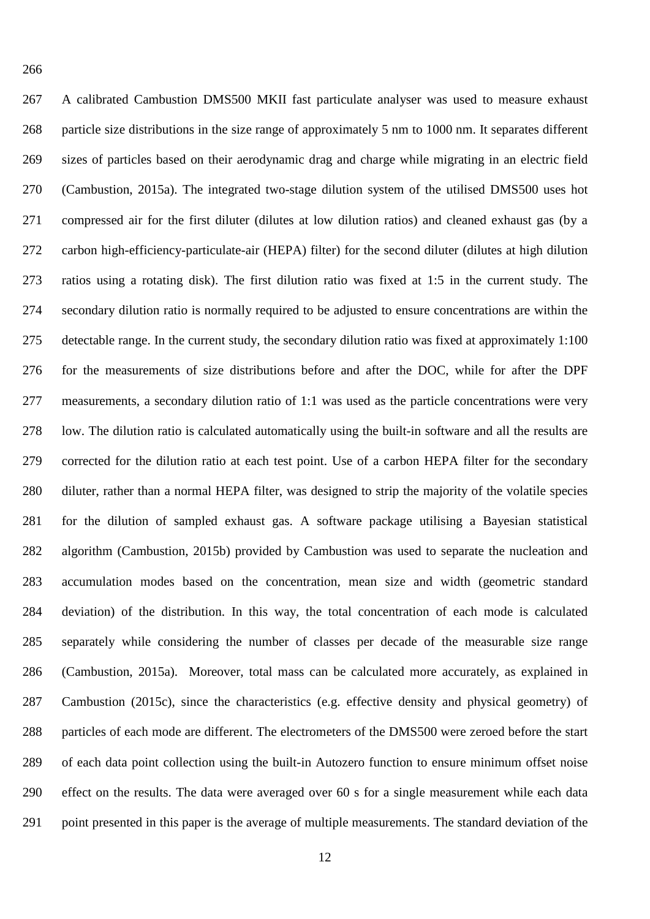A calibrated Cambustion DMS500 MKII fast particulate analyser was used to measure exhaust particle size distributions in the size range of approximately 5 nm to 1000 nm. It separates different sizes of particles based on their aerodynamic drag and charge while migrating in an electric field (Cambustion, 2015a). The integrated two-stage dilution system of the utilised DMS500 uses hot compressed air for the first diluter (dilutes at low dilution ratios) and cleaned exhaust gas (by a carbon high-efficiency-particulate-air (HEPA) filter) for the second diluter (dilutes at high dilution ratios using a rotating disk). The first dilution ratio was fixed at 1:5 in the current study. The secondary dilution ratio is normally required to be adjusted to ensure concentrations are within the detectable range. In the current study, the secondary dilution ratio was fixed at approximately 1:100 for the measurements of size distributions before and after the DOC, while for after the DPF measurements, a secondary dilution ratio of 1:1 was used as the particle concentrations were very low. The dilution ratio is calculated automatically using the built-in software and all the results are corrected for the dilution ratio at each test point. Use of a carbon HEPA filter for the secondary diluter, rather than a normal HEPA filter, was designed to strip the majority of the volatile species for the dilution of sampled exhaust gas. A software package utilising a Bayesian statistical algorithm (Cambustion, 2015b) provided by Cambustion was used to separate the nucleation and accumulation modes based on the concentration, mean size and width (geometric standard deviation) of the distribution. In this way, the total concentration of each mode is calculated separately while considering the number of classes per decade of the measurable size range (Cambustion, 2015a). Moreover, total mass can be calculated more accurately, as explained in Cambustion (2015c), since the characteristics (e.g. effective density and physical geometry) of particles of each mode are different. The electrometers of the DMS500 were zeroed before the start of each data point collection using the built-in Autozero function to ensure minimum offset noise effect on the results. The data were averaged over 60 s for a single measurement while each data point presented in this paper is the average of multiple measurements. The standard deviation of the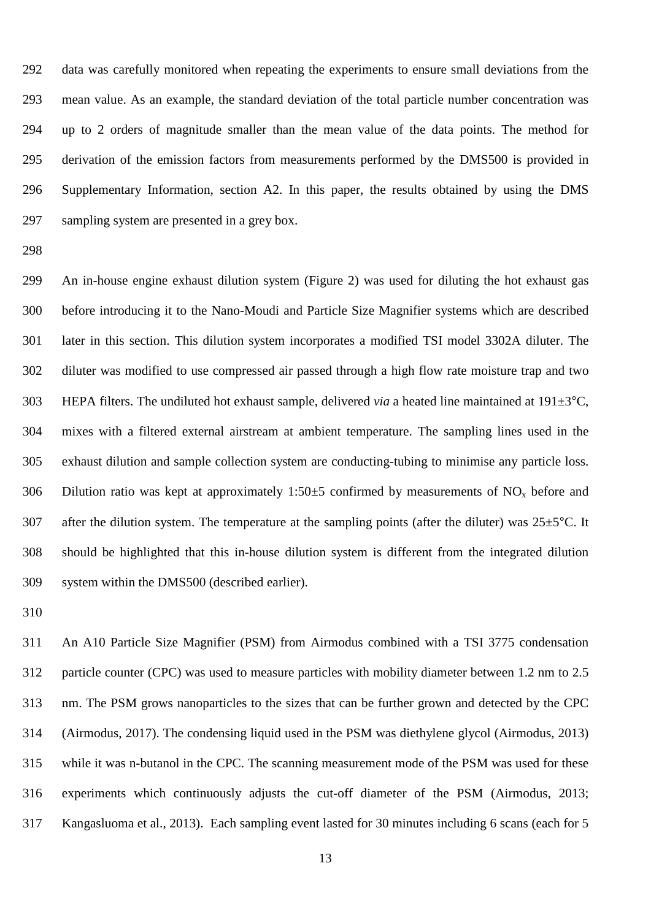data was carefully monitored when repeating the experiments to ensure small deviations from the mean value. As an example, the standard deviation of the total particle number concentration was up to 2 orders of magnitude smaller than the mean value of the data points. The method for derivation of the emission factors from measurements performed by the DMS500 is provided in Supplementary Information, section A2. In this paper, the results obtained by using the DMS sampling system are presented in a grey box.

An in-house engine exhaust dilution system (Figure 2) was used for diluting the hot exhaust gas before introducing it to the Nano-Moudi and Particle Size Magnifier systems which are described later in this section. This dilution system incorporates a modified TSI model 3302A diluter. The diluter was modified to use compressed air passed through a high flow rate moisture trap and two HEPA filters. The undiluted hot exhaust sample, delivered *via* a heated line maintained at 191±3°C, mixes with a filtered external airstream at ambient temperature. The sampling lines used in the exhaust dilution and sample collection system are conducting-tubing to minimise any particle loss. Dilution ratio was kept at approximately 1:50±5 confirmed by measurements of $NO_x$ before and after the dilution system. The temperature at the sampling points (after the diluter) was 25±5°C. It should be highlighted that this in-house dilution system is different from the integrated dilution system within the DMS500 (described earlier).

An A10 Particle Size Magnifier (PSM) from Airmodus combined with a TSI 3775 condensation particle counter (CPC) was used to measure particles with mobility diameter between 1.2 nm to 2.5 nm. The PSM grows nanoparticles to the sizes that can be further grown and detected by the CPC (Airmodus, 2017). The condensing liquid used in the PSM was diethylene glycol (Airmodus, 2013) while it was n-butanol in the CPC. The scanning measurement mode of the PSM was used for these experiments which continuously adjusts the cut-off diameter of the PSM (Airmodus, 2013; Kangasluoma et al., 2013). Each sampling event lasted for 30 minutes including 6 scans (each for 5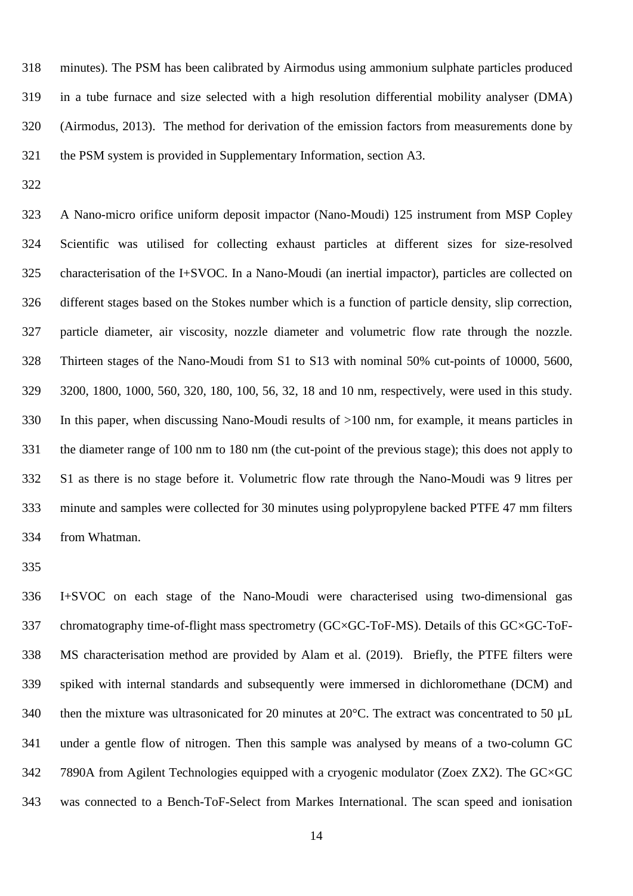minutes). The PSM has been calibrated by Airmodus using ammonium sulphate particles produced in a tube furnace and size selected with a high resolution differential mobility analyser (DMA) (Airmodus, 2013). The method for derivation of the emission factors from measurements done by the PSM system is provided in Supplementary Information, section A3.

A Nano-micro orifice uniform deposit impactor (Nano-Moudi) 125 instrument from MSP Copley Scientific was utilised for collecting exhaust particles at different sizes for size-resolved characterisation of the I+SVOC. In a Nano-Moudi (an inertial impactor), particles are collected on different stages based on the Stokes number which is a function of particle density, slip correction, particle diameter, air viscosity, nozzle diameter and volumetric flow rate through the nozzle. Thirteen stages of the Nano-Moudi from S1 to S13 with nominal 50% cut-points of 10000, 5600, 3200, 1800, 1000, 560, 320, 180, 100, 56, 32, 18 and 10 nm, respectively, were used in this study. In this paper, when discussing Nano-Moudi results of >100 nm, for example, it means particles in the diameter range of 100 nm to 180 nm (the cut-point of the previous stage); this does not apply to S1 as there is no stage before it. Volumetric flow rate through the Nano-Moudi was 9 litres per minute and samples were collected for 30 minutes using polypropylene backed PTFE 47 mm filters from Whatman.

I+SVOC on each stage of the Nano-Moudi were characterised using two-dimensional gas chromatography time-of-flight mass spectrometry (GC×GC-ToF-MS). Details of this GC×GC-ToF-MS characterisation method are provided by Alam et al. (2019). Briefly, the PTFE filters were spiked with internal standards and subsequently were immersed in dichloromethane (DCM) and then the mixture was ultrasonicated for 20 minutes at 20°C. The extract was concentrated to 50 µL under a gentle flow of nitrogen. Then this sample was analysed by means of a two-column GC 7890A from Agilent Technologies equipped with a cryogenic modulator (Zoex ZX2). The GC×GC was connected to a Bench-ToF-Select from Markes International. The scan speed and ionisation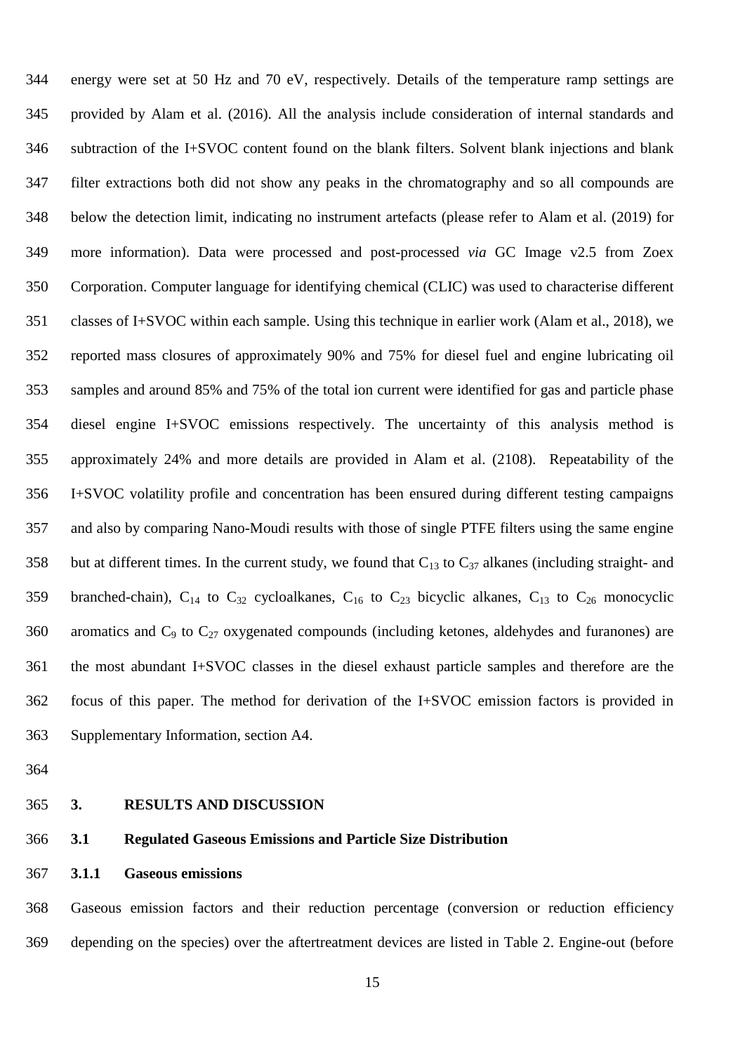energy were set at 50 Hz and 70 eV, respectively. Details of the temperature ramp settings are provided by Alam et al. (2016). All the analysis include consideration of internal standards and subtraction of the I+SVOC content found on the blank filters. Solvent blank injections and blank filter extractions both did not show any peaks in the chromatography and so all compounds are below the detection limit, indicating no instrument artefacts (please refer to Alam et al. (2019) for more information). Data were processed and post-processed *via* GC Image v2.5 from Zoex Corporation. Computer language for identifying chemical (CLIC) was used to characterise different classes of I+SVOC within each sample. Using this technique in earlier work (Alam et al., 2018), we reported mass closures of approximately 90% and 75% for diesel fuel and engine lubricating oil samples and around 85% and 75% of the total ion current were identified for gas and particle phase diesel engine I+SVOC emissions respectively. The uncertainty of this analysis method is approximately 24% and more details are provided in Alam et al. (2108). Repeatability of the I+SVOC volatility profile and concentration has been ensured during different testing campaigns and also by comparing Nano-Moudi results with those of single PTFE filters using the same engine but at different times. In the current study, we found that $C_{13}$ to $C_{37}$ alkanes (including straight- and branched-chain), $C_{14}$ to $C_{32}$ cycloalkanes, $C_{16}$ to $C_{23}$ bicyclic alkanes, $C_{13}$ to $C_{26}$ monocyclic aromatics and $C_9$ to $C_{27}$ oxygenated compounds (including ketones, aldehydes and furanones) are the most abundant I+SVOC classes in the diesel exhaust particle samples and therefore are the focus of this paper. The method for derivation of the I+SVOC emission factors is provided in Supplementary Information, section A4.

# 3. RESULTS AND DISCUSSION

## 3.1 Regulated Gaseous Emissions and Particle Size Distribution

### 3.1.1 Gaseous emissions

Gaseous emission factors and their reduction percentage (conversion or reduction efficiency depending on the species) over the aftertreatment devices are listed in Table 2. Engine-out (before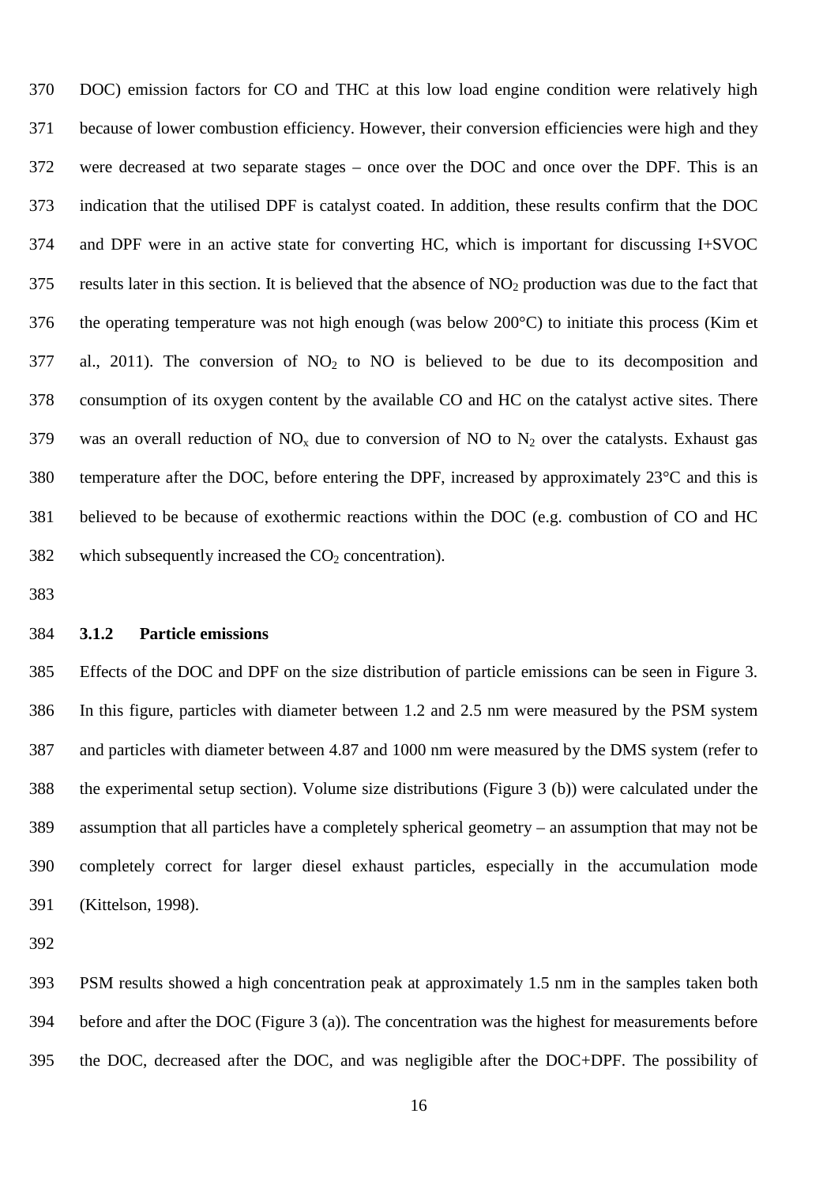DOC) emission factors for CO and THC at this low load engine condition were relatively high because of lower combustion efficiency. However, their conversion efficiencies were high and they were decreased at two separate stages – once over the DOC and once over the DPF. This is an indication that the utilised DPF is catalyst coated. In addition, these results confirm that the DOC and DPF were in an active state for converting HC, which is important for discussing I+SVOC results later in this section. It is believed that the absence of $NO_2$ production was due to the fact that the operating temperature was not high enough (was below 200°C) to initiate this process (Kim et al., 2011). The conversion of $NO_2$ to NO is believed to be due to its decomposition and consumption of its oxygen content by the available CO and HC on the catalyst active sites. There was an overall reduction of $NO_x$ due to conversion of NO to $N_2$ over the catalysts. Exhaust gas temperature after the DOC, before entering the DPF, increased by approximately 23°C and this is believed to be because of exothermic reactions within the DOC (e.g. combustion of CO and HC which subsequently increased the $CO_2$ concentration).

### 3.1.2 Particle emissions

Effects of the DOC and DPF on the size distribution of particle emissions can be seen in Figure 3. In this figure, particles with diameter between 1.2 and 2.5 nm were measured by the PSM system and particles with diameter between 4.87 and 1000 nm were measured by the DMS system (refer to the experimental setup section). Volume size distributions (Figure 3 (b)) were calculated under the assumption that all particles have a completely spherical geometry – an assumption that may not be completely correct for larger diesel exhaust particles, especially in the accumulation mode (Kittelson, 1998).

PSM results showed a high concentration peak at approximately 1.5 nm in the samples taken both before and after the DOC (Figure 3 (a)). The concentration was the highest for measurements before the DOC, decreased after the DOC, and was negligible after the DOC+DPF. The possibility of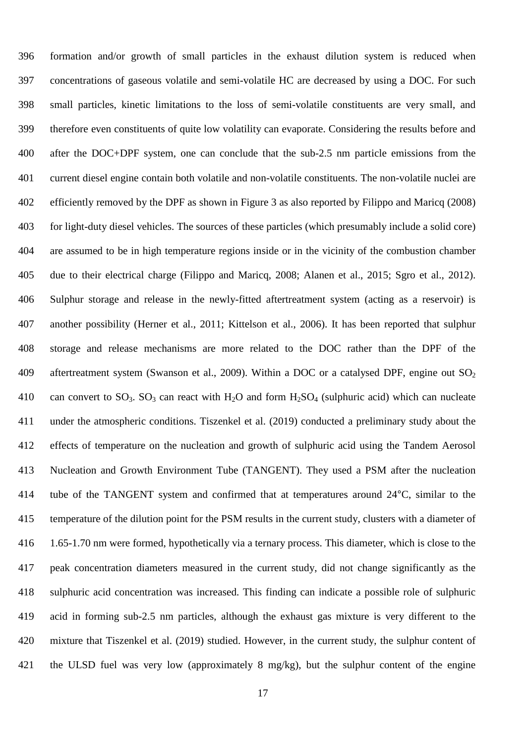formation and/or growth of small particles in the exhaust dilution system is reduced when concentrations of gaseous volatile and semi-volatile HC are decreased by using a DOC. For such small particles, kinetic limitations to the loss of semi-volatile constituents are very small, and therefore even constituents of quite low volatility can evaporate. Considering the results before and after the DOC+DPF system, one can conclude that the sub-2.5 nm particle emissions from the current diesel engine contain both volatile and non-volatile constituents. The non-volatile nuclei are efficiently removed by the DPF as shown in Figure 3 as also reported by Filippo and Maricq (2008) for light-duty diesel vehicles. The sources of these particles (which presumably include a solid core) are assumed to be in high temperature regions inside or in the vicinity of the combustion chamber due to their electrical charge (Filippo and Maricq, 2008; Alanen et al., 2015; Sgro et al., 2012). Sulphur storage and release in the newly-fitted aftertreatment system (acting as a reservoir) is another possibility (Herner et al., 2011; Kittelson et al., 2006). It has been reported that sulphur storage and release mechanisms are more related to the DOC rather than the DPF of the aftertreatment system (Swanson et al., 2009). Within a DOC or a catalysed DPF, engine out $SO_2$ can convert to $SO_3$. $SO_3$ can react with $H_2O$ and form $H_2SO_4$ (sulphuric acid) which can nucleate under the atmospheric conditions. Tiszenkel et al. (2019) conducted a preliminary study about the effects of temperature on the nucleation and growth of sulphuric acid using the Tandem Aerosol Nucleation and Growth Environment Tube (TANGENT). They used a PSM after the nucleation tube of the TANGENT system and confirmed that at temperatures around 24°C, similar to the temperature of the dilution point for the PSM results in the current study, clusters with a diameter of 1.65-1.70 nm were formed, hypothetically via a ternary process. This diameter, which is close to the peak concentration diameters measured in the current study, did not change significantly as the sulphuric acid concentration was increased. This finding can indicate a possible role of sulphuric acid in forming sub-2.5 nm particles, although the exhaust gas mixture is very different to the mixture that Tiszenkel et al. (2019) studied. However, in the current study, the sulphur content of the ULSD fuel was very low (approximately 8 mg/kg), but the sulphur content of the engine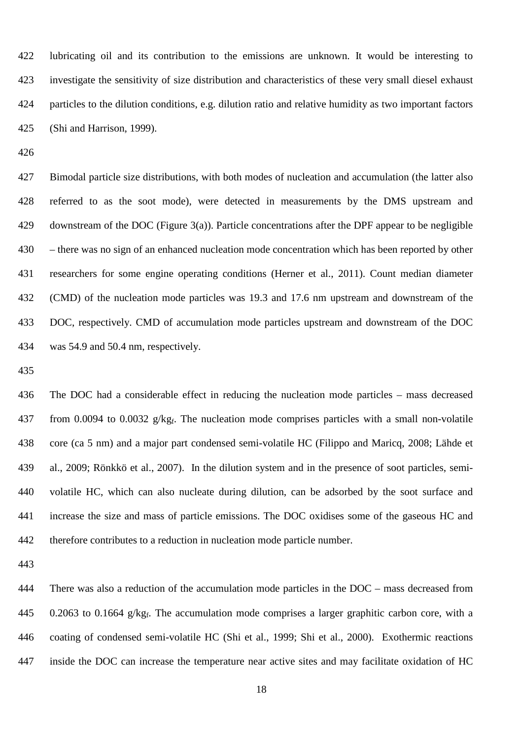lubricating oil and its contribution to the emissions are unknown. It would be interesting to investigate the sensitivity of size distribution and characteristics of these very small diesel exhaust particles to the dilution conditions, e.g. dilution ratio and relative humidity as two important factors (Shi and Harrison, 1999).

Bimodal particle size distributions, with both modes of nucleation and accumulation (the latter also referred to as the soot mode), were detected in measurements by the DMS upstream and downstream of the DOC (Figure 3(a)). Particle concentrations after the DPF appear to be negligible – there was no sign of an enhanced nucleation mode concentration which has been reported by other researchers for some engine operating conditions (Herner et al., 2011). Count median diameter (CMD) of the nucleation mode particles was 19.3 and 17.6 nm upstream and downstream of the DOC, respectively. CMD of accumulation mode particles upstream and downstream of the DOC was 54.9 and 50.4 nm, respectively.

The DOC had a considerable effect in reducing the nucleation mode particles – mass decreased from 0.0094 to 0.0032 $g/kg_f$. The nucleation mode comprises particles with a small non-volatile core (ca 5 nm) and a major part condensed semi-volatile HC (Filippo and Maricq, 2008; Lähde et al., 2009; Rönkkö et al., 2007). In the dilution system and in the presence of soot particles, semi-volatile HC, which can also nucleate during dilution, can be adsorbed by the soot surface and increase the size and mass of particle emissions. The DOC oxidises some of the gaseous HC and therefore contributes to a reduction in nucleation mode particle number.

There was also a reduction of the accumulation mode particles in the DOC – mass decreased from 0.2063 to 0.1664 $g/kg_f$. The accumulation mode comprises a larger graphitic carbon core, with a coating of condensed semi-volatile HC (Shi et al., 1999; Shi et al., 2000). Exothermic reactions inside the DOC can increase the temperature near active sites and may facilitate oxidation of HC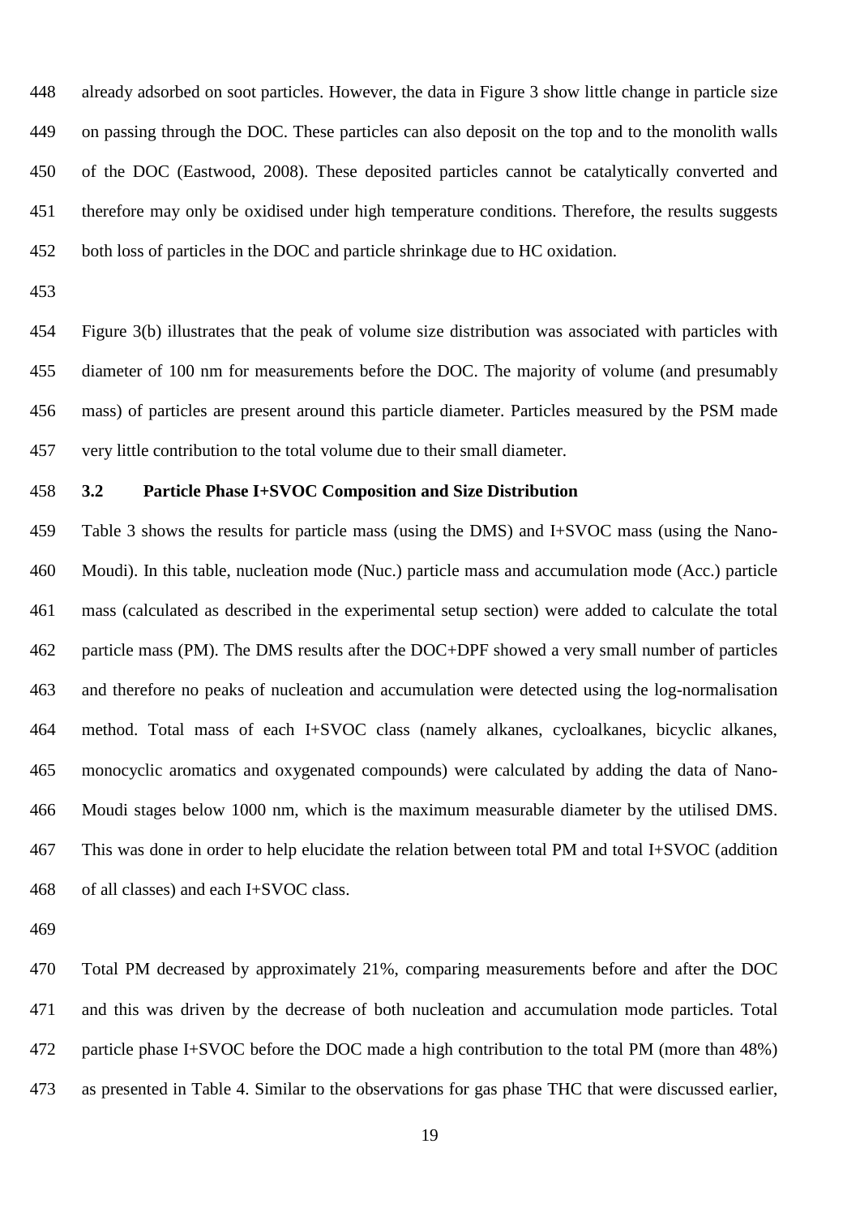already adsorbed on soot particles. However, the data in Figure 3 show little change in particle size on passing through the DOC. These particles can also deposit on the top and to the monolith walls of the DOC (Eastwood, 2008). These deposited particles cannot be catalytically converted and therefore may only be oxidised under high temperature conditions. Therefore, the results suggests both loss of particles in the DOC and particle shrinkage due to HC oxidation.

Figure 3(b) illustrates that the peak of volume size distribution was associated with particles with diameter of 100 nm for measurements before the DOC. The majority of volume (and presumably mass) of particles are present around this particle diameter. Particles measured by the PSM made very little contribution to the total volume due to their small diameter.

### 3.2 Particle Phase I+SVOC Composition and Size Distribution

Table 3 shows the results for particle mass (using the DMS) and I+SVOC mass (using the Nano-Moudi). In this table, nucleation mode (Nuc.) particle mass and accumulation mode (Acc.) particle mass (calculated as described in the experimental setup section) were added to calculate the total particle mass (PM). The DMS results after the DOC+DPF showed a very small number of particles and therefore no peaks of nucleation and accumulation were detected using the log-normalisation method. Total mass of each I+SVOC class (namely alkanes, cycloalkanes, bicyclic alkanes, monocyclic aromatics and oxygenated compounds) were calculated by adding the data of Nano-Moudi stages below 1000 nm, which is the maximum measurable diameter by the utilised DMS. This was done in order to help elucidate the relation between total PM and total I+SVOC (addition of all classes) and each I+SVOC class.

Total PM decreased by approximately 21%, comparing measurements before and after the DOC and this was driven by the decrease of both nucleation and accumulation mode particles. Total particle phase I+SVOC before the DOC made a high contribution to the total PM (more than 48%) as presented in Table 4. Similar to the observations for gas phase THC that were discussed earlier,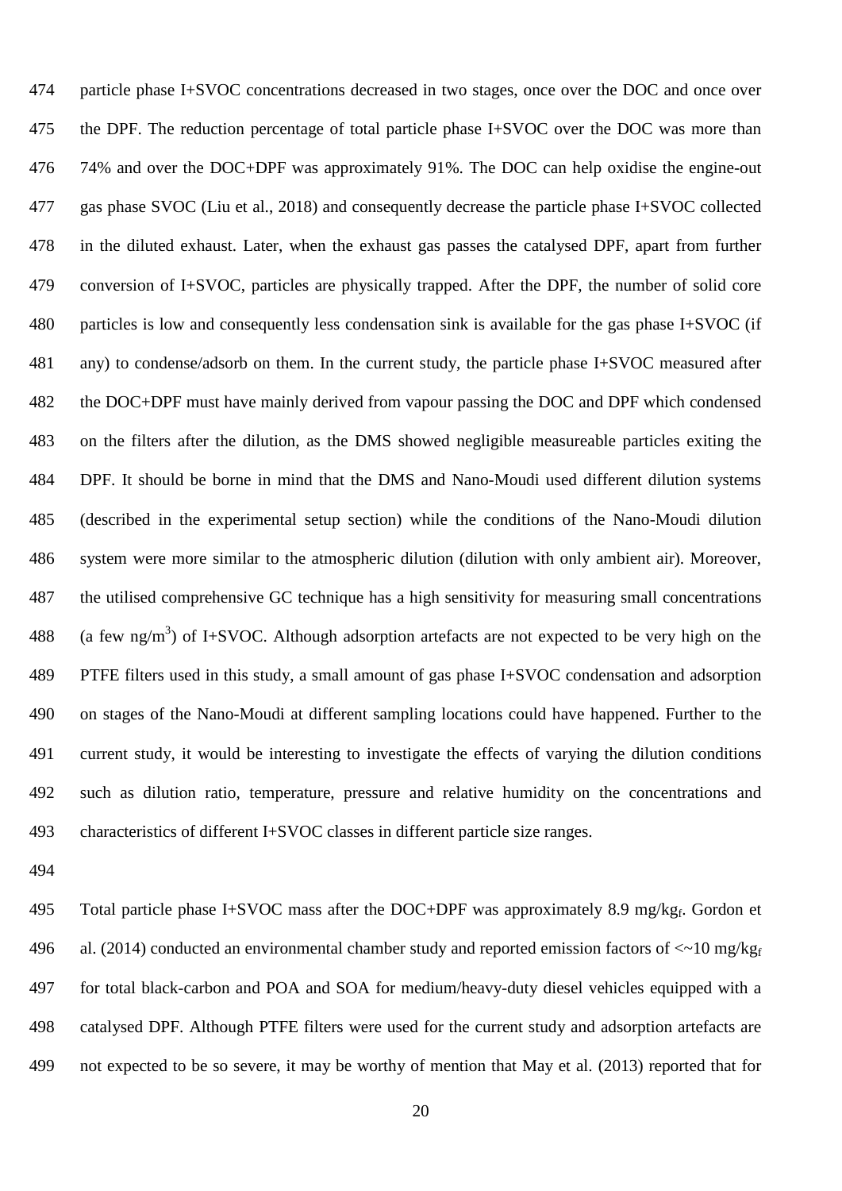particle phase I+SVOC concentrations decreased in two stages, once over the DOC and once over the DPF. The reduction percentage of total particle phase I+SVOC over the DOC was more than 74% and over the DOC+DPF was approximately 91%. The DOC can help oxidise the engine-out gas phase SVOC (Liu et al., 2018) and consequently decrease the particle phase I+SVOC collected in the diluted exhaust. Later, when the exhaust gas passes the catalysed DPF, apart from further conversion of I+SVOC, particles are physically trapped. After the DPF, the number of solid core particles is low and consequently less condensation sink is available for the gas phase I+SVOC (if any) to condense/adsorb on them. In the current study, the particle phase I+SVOC measured after the DOC+DPF must have mainly derived from vapour passing the DOC and DPF which condensed on the filters after the dilution, as the DMS showed negligible measureable particles exiting the DPF. It should be borne in mind that the DMS and Nano-Moudi used different dilution systems (described in the experimental setup section) while the conditions of the Nano-Moudi dilution system were more similar to the atmospheric dilution (dilution with only ambient air). Moreover, the utilised comprehensive GC technique has a high sensitivity for measuring small concentrations (a few $ng/m^3$) of I+SVOC. Although adsorption artefacts are not expected to be very high on the PTFE filters used in this study, a small amount of gas phase I+SVOC condensation and adsorption on stages of the Nano-Moudi at different sampling locations could have happened. Further to the current study, it would be interesting to investigate the effects of varying the dilution conditions such as dilution ratio, temperature, pressure and relative humidity on the concentrations and characteristics of different I+SVOC classes in different particle size ranges.

Total particle phase I+SVOC mass after the DOC+DPF was approximately 8.9 $mg/kg_f$. Gordon et al. (2014) conducted an environmental chamber study and reported emission factors of <~10 $mg/kg_f$ for total black-carbon and POA and SOA for medium/heavy-duty diesel vehicles equipped with a catalysed DPF. Although PTFE filters were used for the current study and adsorption artefacts are not expected to be so severe, it may be worthy of mention that May et al. (2013) reported that for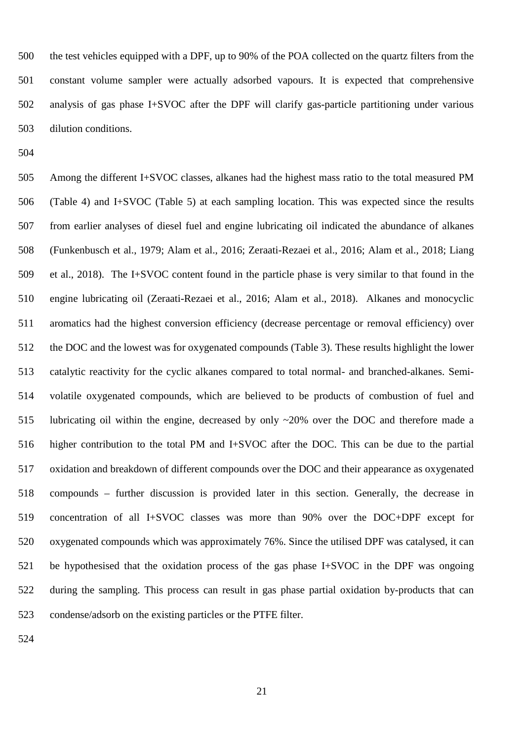the test vehicles equipped with a DPF, up to 90% of the POA collected on the quartz filters from the constant volume sampler were actually adsorbed vapours. It is expected that comprehensive analysis of gas phase I+SVOC after the DPF will clarify gas-particle partitioning under various dilution conditions.

Among the different I+SVOC classes, alkanes had the highest mass ratio to the total measured PM (Table 4) and I+SVOC (Table 5) at each sampling location. This was expected since the results from earlier analyses of diesel fuel and engine lubricating oil indicated the abundance of alkanes (Funkenbusch et al., 1979; Alam et al., 2016; Zeraati-Rezaei et al., 2016; Alam et al., 2018; Liang et al., 2018). The I+SVOC content found in the particle phase is very similar to that found in the engine lubricating oil (Zeraati-Rezaei et al., 2016; Alam et al., 2018). Alkanes and monocyclic aromatics had the highest conversion efficiency (decrease percentage or removal efficiency) over the DOC and the lowest was for oxygenated compounds (Table 3). These results highlight the lower catalytic reactivity for the cyclic alkanes compared to total normal- and branched-alkanes. Semi-volatile oxygenated compounds, which are believed to be products of combustion of fuel and lubricating oil within the engine, decreased by only ~20% over the DOC and therefore made a higher contribution to the total PM and I+SVOC after the DOC. This can be due to the partial oxidation and breakdown of different compounds over the DOC and their appearance as oxygenated compounds – further discussion is provided later in this section. Generally, the decrease in concentration of all I+SVOC classes was more than 90% over the DOC+DPF except for oxygenated compounds which was approximately 76%. Since the utilised DPF was catalysed, it can be hypothesised that the oxidation process of the gas phase I+SVOC in the DPF was ongoing during the sampling. This process can result in gas phase partial oxidation by-products that can condense/adsorb on the existing particles or the PTFE filter.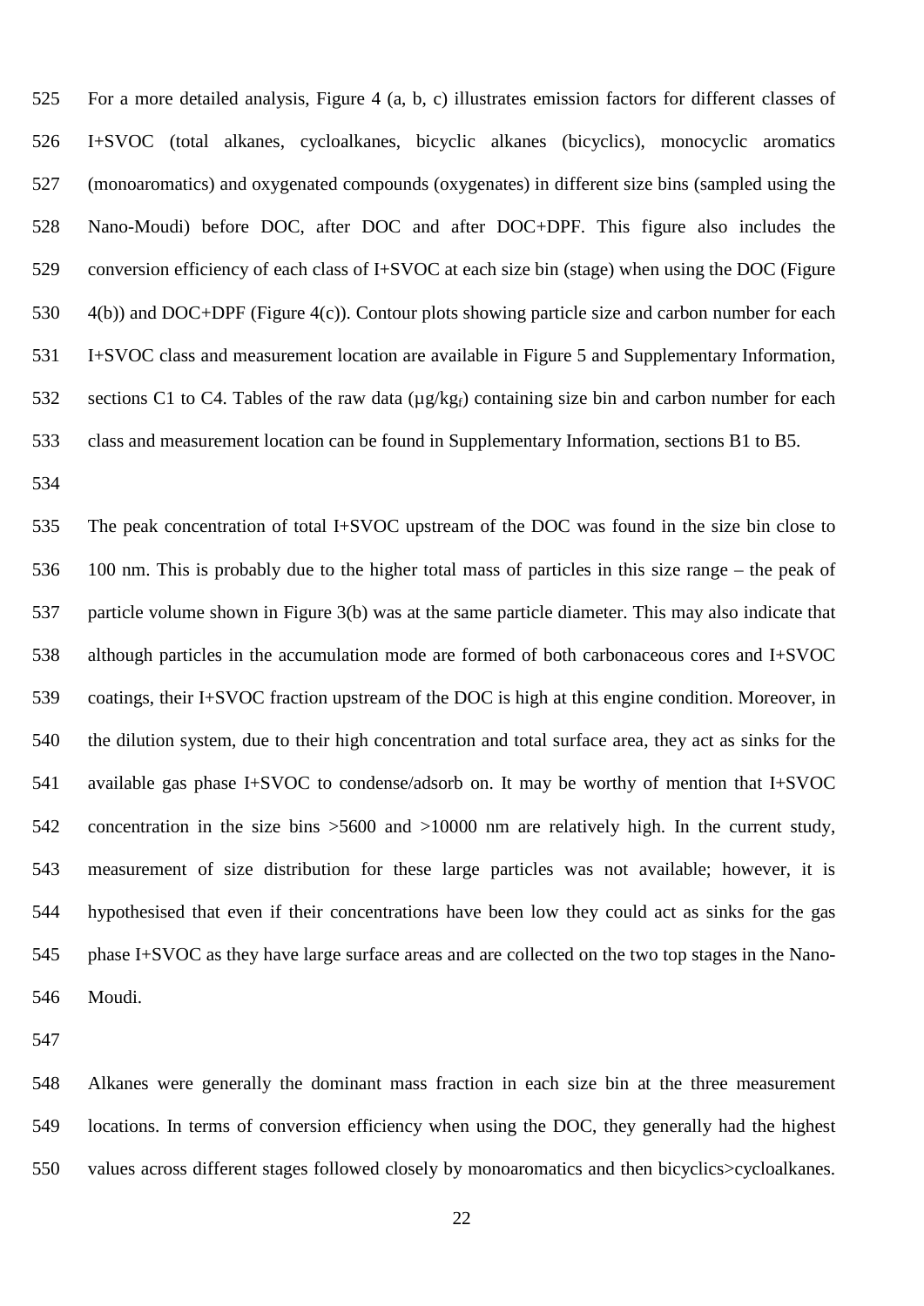For a more detailed analysis, Figure 4 (a, b, c) illustrates emission factors for different classes of I+SVOC (total alkanes, cycloalkanes, bicyclic alkanes (bicyclics), monocyclic aromatics (monoaromatics) and oxygenated compounds (oxygenates) in different size bins (sampled using the Nano-Moudi) before DOC, after DOC and after DOC+DPF. This figure also includes the conversion efficiency of each class of I+SVOC at each size bin (stage) when using the DOC (Figure 4(b)) and DOC+DPF (Figure 4(c)). Contour plots showing particle size and carbon number for each I+SVOC class and measurement location are available in Figure 5 and Supplementary Information, sections C1 to C4. Tables of the raw data ($\mu g/kg_f$) containing size bin and carbon number for each class and measurement location can be found in Supplementary Information, sections B1 to B5.

The peak concentration of total I+SVOC upstream of the DOC was found in the size bin close to 100 nm. This is probably due to the higher total mass of particles in this size range – the peak of particle volume shown in Figure 3(b) was at the same particle diameter. This may also indicate that although particles in the accumulation mode are formed of both carbonaceous cores and I+SVOC coatings, their I+SVOC fraction upstream of the DOC is high at this engine condition. Moreover, in the dilution system, due to their high concentration and total surface area, they act as sinks for the available gas phase I+SVOC to condense/adsorb on. It may be worthy of mention that I+SVOC concentration in the size bins >5600 and >10000 nm are relatively high. In the current study, measurement of size distribution for these large particles was not available; however, it is hypothesised that even if their concentrations have been low they could act as sinks for the gas phase I+SVOC as they have large surface areas and are collected on the two top stages in the Nano-Moudi.

Alkanes were generally the dominant mass fraction in each size bin at the three measurement locations. In terms of conversion efficiency when using the DOC, they generally had the highest values across different stages followed closely by monoaromatics and then bicyclics>cycloalkanes.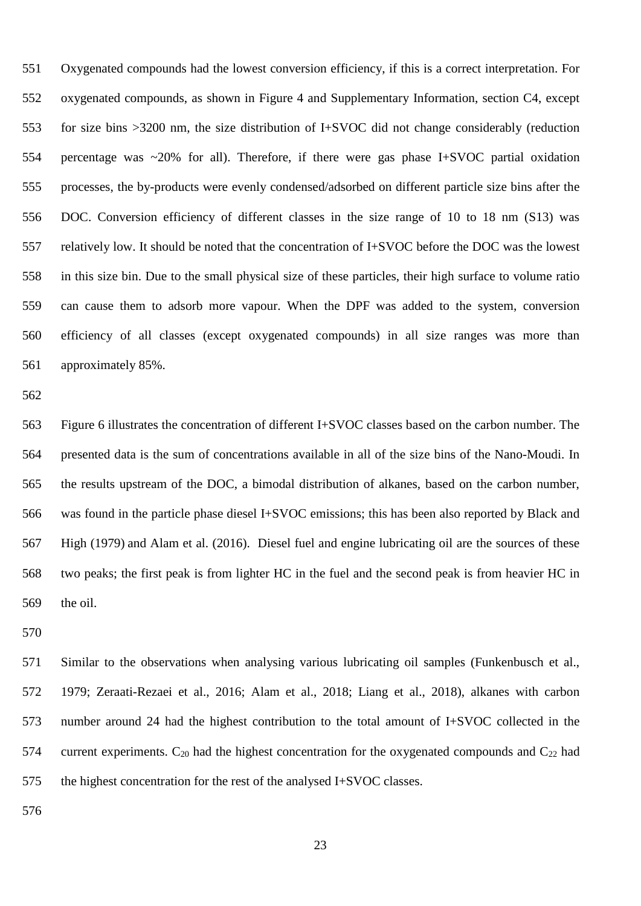Oxygenated compounds had the lowest conversion efficiency, if this is a correct interpretation. For oxygenated compounds, as shown in Figure 4 and Supplementary Information, section C4, except for size bins >3200 nm, the size distribution of I+SVOC did not change considerably (reduction percentage was ~20% for all). Therefore, if there were gas phase I+SVOC partial oxidation processes, the by-products were evenly condensed/adsorbed on different particle size bins after the DOC. Conversion efficiency of different classes in the size range of 10 to 18 nm (S13) was relatively low. It should be noted that the concentration of I+SVOC before the DOC was the lowest in this size bin. Due to the small physical size of these particles, their high surface to volume ratio can cause them to adsorb more vapour. When the DPF was added to the system, conversion efficiency of all classes (except oxygenated compounds) in all size ranges was more than approximately 85%.

Figure 6 illustrates the concentration of different I+SVOC classes based on the carbon number. The presented data is the sum of concentrations available in all of the size bins of the Nano-Moudi. In the results upstream of the DOC, a bimodal distribution of alkanes, based on the carbon number, was found in the particle phase diesel I+SVOC emissions; this has been also reported by Black and High (1979) and Alam et al. (2016). Diesel fuel and engine lubricating oil are the sources of these two peaks; the first peak is from lighter HC in the fuel and the second peak is from heavier HC in the oil.

Similar to the observations when analysing various lubricating oil samples (Funkenbusch et al., 1979; Zeraati-Rezaei et al., 2016; Alam et al., 2018; Liang et al., 2018), alkanes with carbon number around 24 had the highest contribution to the total amount of I+SVOC collected in the current experiments. $C_{20}$ had the highest concentration for the oxygenated compounds and $C_{22}$ had the highest concentration for the rest of the analysed I+SVOC classes.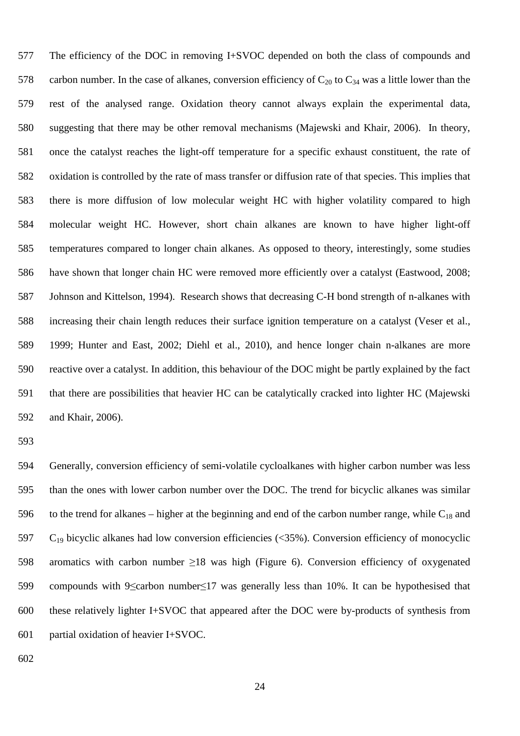The efficiency of the DOC in removing I+SVOC depended on both the class of compounds and carbon number. In the case of alkanes, conversion efficiency of $C_{20}$ to $C_{34}$ was a little lower than the rest of the analysed range. Oxidation theory cannot always explain the experimental data, suggesting that there may be other removal mechanisms (Majewski and Khair, 2006). In theory, once the catalyst reaches the light-off temperature for a specific exhaust constituent, the rate of oxidation is controlled by the rate of mass transfer or diffusion rate of that species. This implies that there is more diffusion of low molecular weight HC with higher volatility compared to high molecular weight HC. However, short chain alkanes are known to have higher light-off temperatures compared to longer chain alkanes. As opposed to theory, interestingly, some studies have shown that longer chain HC were removed more efficiently over a catalyst (Eastwood, 2008; Johnson and Kittelson, 1994). Research shows that decreasing C-H bond strength of n-alkanes with increasing their chain length reduces their surface ignition temperature on a catalyst (Veser et al., 1999; Hunter and East, 2002; Diehl et al., 2010), and hence longer chain n-alkanes are more reactive over a catalyst. In addition, this behaviour of the DOC might be partly explained by the fact that there are possibilities that heavier HC can be catalytically cracked into lighter HC (Majewski and Khair, 2006).

Generally, conversion efficiency of semi-volatile cycloalkanes with higher carbon number was less than the ones with lower carbon number over the DOC. The trend for bicyclic alkanes was similar to the trend for alkanes – higher at the beginning and end of the carbon number range, while $C_{18}$ and $C_{19}$ bicyclic alkanes had low conversion efficiencies (<35%). Conversion efficiency of monocyclic aromatics with carbon number $\geq$18 was high (Figure 6). Conversion efficiency of oxygenated compounds with 9$\leq$carbon number$\leq$17 was generally less than 10%. It can be hypothesised that these relatively lighter I+SVOC that appeared after the DOC were by-products of synthesis from partial oxidation of heavier I+SVOC.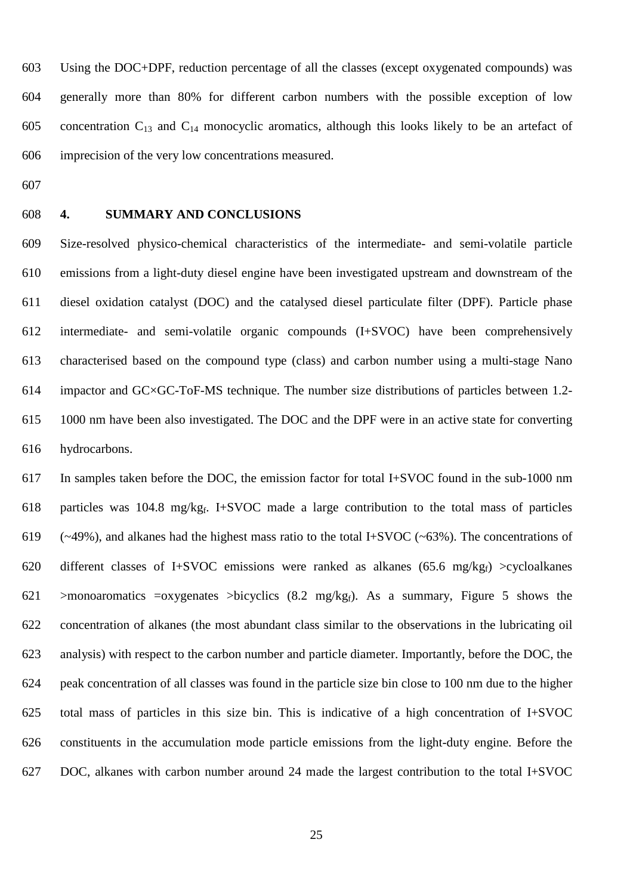Using the DOC+DPF, reduction percentage of all the classes (except oxygenated compounds) was generally more than 80% for different carbon numbers with the possible exception of low concentration $C_{13}$ and $C_{14}$ monocyclic aromatics, although this looks likely to be an artefact of imprecision of the very low concentrations measured.

## 4. SUMMARY AND CONCLUSIONS

Size-resolved physico-chemical characteristics of the intermediate- and semi-volatile particle emissions from a light-duty diesel engine have been investigated upstream and downstream of the diesel oxidation catalyst (DOC) and the catalysed diesel particulate filter (DPF). Particle phase intermediate- and semi-volatile organic compounds (I+SVOC) have been comprehensively characterised based on the compound type (class) and carbon number using a multi-stage Nano impactor and GC×GC-ToF-MS technique. The number size distributions of particles between 1.2-1000 nm have been also investigated. The DOC and the DPF were in an active state for converting hydrocarbons.

In samples taken before the DOC, the emission factor for total I+SVOC found in the sub-1000 nm particles was 104.8 $mg/kg_f$. I+SVOC made a large contribution to the total mass of particles (~49%), and alkanes had the highest mass ratio to the total I+SVOC (~63%). The concentrations of different classes of I+SVOC emissions were ranked as alkanes (65.6 $mg/kg_f$) >cycloalkanes >monoaromatics =oxygenates >bicyclics (8.2 $mg/kg_f$). As a summary, Figure 5 shows the concentration of alkanes (the most abundant class similar to the observations in the lubricating oil analysis) with respect to the carbon number and particle diameter. Importantly, before the DOC, the peak concentration of all classes was found in the particle size bin close to 100 nm due to the higher total mass of particles in this size bin. This is indicative of a high concentration of I+SVOC constituents in the accumulation mode particle emissions from the light-duty engine. Before the DOC, alkanes with carbon number around 24 made the largest contribution to the total I+SVOC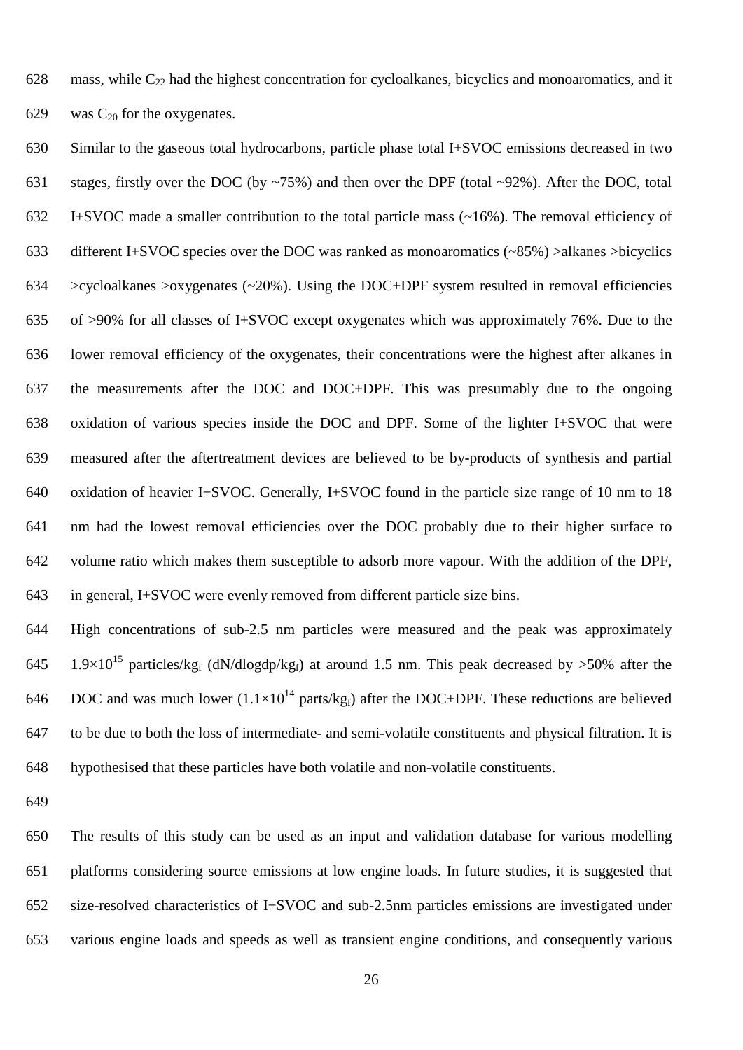mass, while $C_{22}$ had the highest concentration for cycloalkanes, bicyclics and monoaromatics, and it was $C_{20}$ for the oxygenates.

Similar to the gaseous total hydrocarbons, particle phase total I+SVOC emissions decreased in two stages, firstly over the DOC (by ~75%) and then over the DPF (total ~92%). After the DOC, total I+SVOC made a smaller contribution to the total particle mass (~16%). The removal efficiency of different I+SVOC species over the DOC was ranked as monoaromatics (~85%) >alkanes >bicyclics >cycloalkanes >oxygenates (~20%). Using the DOC+DPF system resulted in removal efficiencies of >90% for all classes of I+SVOC except oxygenates which was approximately 76%. Due to the lower removal efficiency of the oxygenates, their concentrations were the highest after alkanes in the measurements after the DOC and DOC+DPF. This was presumably due to the ongoing oxidation of various species inside the DOC and DPF. Some of the lighter I+SVOC that were measured after the aftertreatment devices are believed to be by-products of synthesis and partial oxidation of heavier I+SVOC. Generally, I+SVOC found in the particle size range of 10 nm to 18 nm had the lowest removal efficiencies over the DOC probably due to their higher surface to volume ratio which makes them susceptible to adsorb more vapour. With the addition of the DPF, in general, I+SVOC were evenly removed from different particle size bins.

High concentrations of sub-2.5 nm particles were measured and the peak was approximately $1.9\times10^{15}$ particles/$kg_f$ ($dN/dlogdp/kg_f$) at around 1.5 nm. This peak decreased by >50% after the DOC and was much lower ($1.1\times10^{14}$ parts/$kg_f$) after the DOC+DPF. These reductions are believed to be due to both the loss of intermediate- and semi-volatile constituents and physical filtration. It is hypothesised that these particles have both volatile and non-volatile constituents.

The results of this study can be used as an input and validation database for various modelling platforms considering source emissions at low engine loads. In future studies, it is suggested that size-resolved characteristics of I+SVOC and sub-2.5nm particles emissions are investigated under various engine loads and speeds as well as transient engine conditions, and consequently various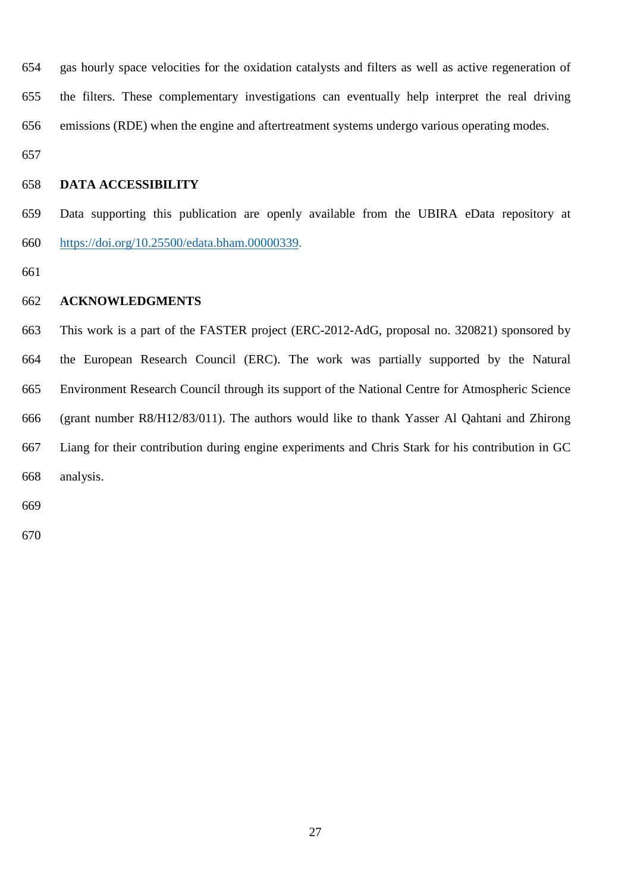gas hourly space velocities for the oxidation catalysts and filters as well as active regeneration of the filters. These complementary investigations can eventually help interpret the real driving emissions (RDE) when the engine and aftertreatment systems undergo various operating modes.

## DATA ACCESSIBILITY

Data supporting this publication are openly available from the UBIRA eData repository at https://doi.org/10.25500/edata.bham.00000339.

## ACKNOWLEDGMENTS

This work is a part of the FASTER project (ERC-2012-AdG, proposal no. 320821) sponsored by the European Research Council (ERC). The work was partially supported by the Natural Environment Research Council through its support of the National Centre for Atmospheric Science (grant number R8/H12/83/011). The authors would like to thank Yasser Al Qahtani and Zhirong Liang for their contribution during engine experiments and Chris Stark for his contribution in GC analysis.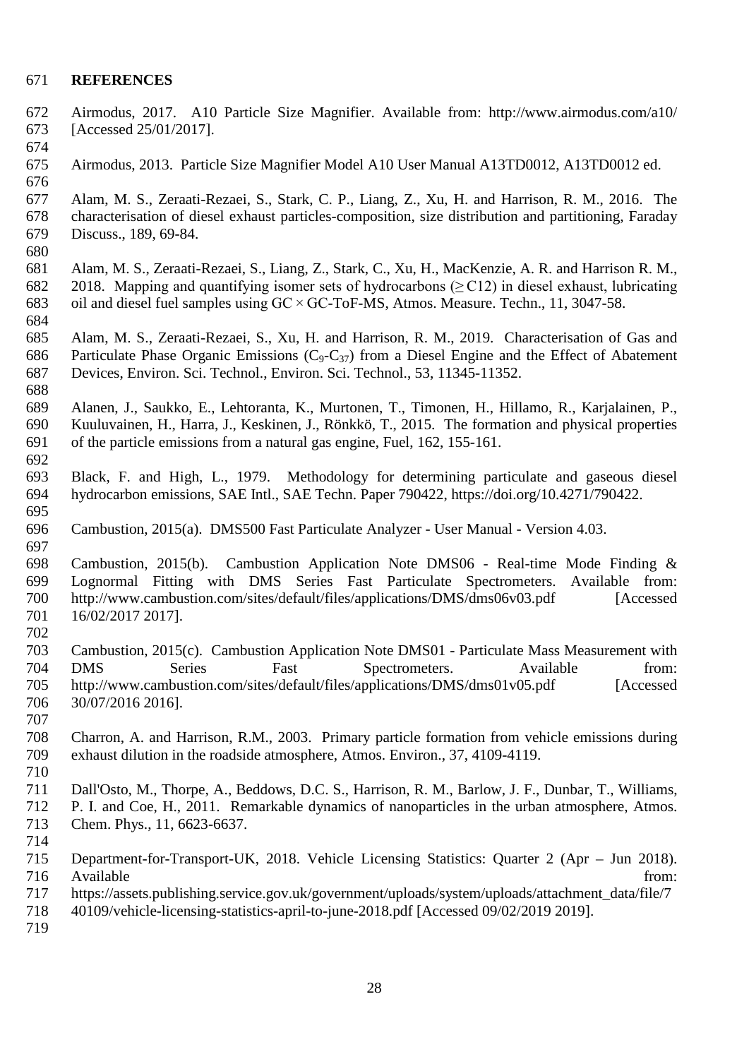# REFERENCES

Airmodus, 2017. A10 Particle Size Magnifier. Available from: http://www.airmodus.com/a10/ [Accessed 25/01/2017].

Airmodus, 2013. Particle Size Magnifier Model A10 User Manual A13TD0012, A13TD0012 ed.

Alam, M. S., Zeraati-Rezaei, S., Stark, C. P., Liang, Z., Xu, H. and Harrison, R. M., 2016. The characterisation of diesel exhaust particles-composition, size distribution and partitioning, Faraday Discuss., 189, 69-84.

Alam, M. S., Zeraati-Rezaei, S., Liang, Z., Stark, C., Xu, H., MacKenzie, A. R. and Harrison R. M., 2018. Mapping and quantifying isomer sets of hydrocarbons ($\geq$C12) in diesel exhaust, lubricating oil and diesel fuel samples using GC × GC-ToF-MS, Atmos. Measure. Techn., 11, 3047-58.

Alam, M. S., Zeraati-Rezaei, S., Xu, H. and Harrison, R. M., 2019. Characterisation of Gas and Particulate Phase Organic Emissions ($C_9$-$C_{37}$) from a Diesel Engine and the Effect of Abatement Devices, Environ. Sci. Technol., Environ. Sci. Technol., 53, 11345-11352.

Alanen, J., Saukko, E., Lehtoranta, K., Murtonen, T., Timonen, H., Hillamo, R., Karjalainen, P., Kuuluvainen, H., Harra, J., Keskinen, J., Rönkkö, T., 2015. The formation and physical properties of the particle emissions from a natural gas engine, Fuel, 162, 155-161.

Black, F. and High, L., 1979. Methodology for determining particulate and gaseous diesel hydrocarbon emissions, SAE Intl., SAE Techn. Paper 790422, https://doi.org/10.4271/790422.

Cambustion, 2015(a). DMS500 Fast Particulate Analyzer - User Manual - Version 4.03.

Cambustion, 2015(b). Cambustion Application Note DMS06 - Real-time Mode Finding & Lognormal Fitting with DMS Series Fast Particulate Spectrometers. Available from: http://www.cambustion.com/sites/default/files/applications/DMS/dms06v03.pdf [Accessed 16/02/2017 2017].

Cambustion, 2015(c). Cambustion Application Note DMS01 - Particulate Mass Measurement with DMS Series Fast Spectrometers. Available from: http://www.cambustion.com/sites/default/files/applications/DMS/dms01v05.pdf [Accessed 30/07/2016 2016].

Charron, A. and Harrison, R.M., 2003. Primary particle formation from vehicle emissions during exhaust dilution in the roadside atmosphere, Atmos. Environ., 37, 4109-4119.

Dall'Osto, M., Thorpe, A., Beddows, D.C. S., Harrison, R. M., Barlow, J. F., Dunbar, T., Williams, P. I. and Coe, H., 2011. Remarkable dynamics of nanoparticles in the urban atmosphere, Atmos. Chem. Phys., 11, 6623-6637.

Department-for-Transport-UK, 2018. Vehicle Licensing Statistics: Quarter 2 (Apr – Jun 2018). Available from: https://assets.publishing.service.gov.uk/government/uploads/system/uploads/attachment_data/file/740109/vehicle-licensing-statistics-april-to-june-2018.pdf [Accessed 09/02/2019 2019].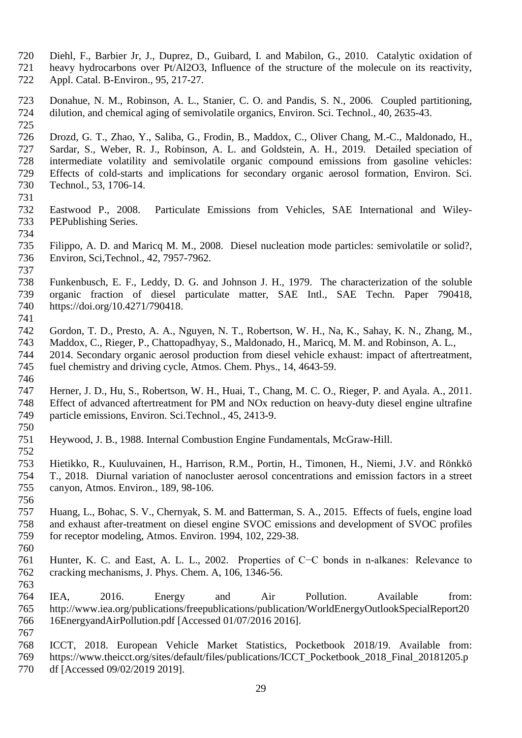Diehl, F., Barbier Jr, J., Duprez, D., Guibard, I. and Mabilon, G., 2010. Catalytic oxidation of heavy hydrocarbons over Pt/Al2O3, Influence of the structure of the molecule on its reactivity, Appl. Catal. B-Environ., 95, 217-27.

Donahue, N. M., Robinson, A. L., Stanier, C. O. and Pandis, S. N., 2006. Coupled partitioning, dilution, and chemical aging of semivolatile organics, Environ. Sci. Technol., 40, 2635-43.

Drozd, G. T., Zhao, Y., Saliba, G., Frodin, B., Maddox, C., Oliver Chang, M.-C., Maldonado, H., Sardar, S., Weber, R. J., Robinson, A. L. and Goldstein, A. H., 2019. Detailed speciation of intermediate volatility and semivolatile organic compound emissions from gasoline vehicles: Effects of cold-starts and implications for secondary organic aerosol formation, Environ. Sci. Technol., 53, 1706-14.

Eastwood P., 2008. Particulate Emissions from Vehicles, SAE International and Wiley-PEPublishing Series.

Filippo, A. D. and Maricq M. M., 2008. Diesel nucleation mode particles: semivolatile or solid?, Environ, Sci,Technol., 42, 7957-7962.

Funkenbusch, E. F., Leddy, D. G. and Johnson J. H., 1979. The characterization of the soluble organic fraction of diesel particulate matter, SAE Intl., SAE Techn. Paper 790418, https://doi.org/10.4271/790418.

Gordon, T. D., Presto, A. A., Nguyen, N. T., Robertson, W. H., Na, K., Sahay, K. N., Zhang, M., Maddox, C., Rieger, P., Chattopadhyay, S., Maldonado, H., Maricq, M. M. and Robinson, A. L., 2014. Secondary organic aerosol production from diesel vehicle exhaust: impact of aftertreatment, fuel chemistry and driving cycle, Atmos. Chem. Phys., 14, 4643-59.

Herner, J. D., Hu, S., Robertson, W. H., Huai, T., Chang, M. C. O., Rieger, P. and Ayala. A., 2011. Effect of advanced aftertreatment for PM and NOx reduction on heavy-duty diesel engine ultrafine particle emissions, Environ. Sci.Technol., 45, 2413-9.

Heywood, J. B., 1988. Internal Combustion Engine Fundamentals, McGraw-Hill.

Hietikko, R., Kuuluvainen, H., Harrison, R.M., Portin, H., Timonen, H., Niemi, J.V. and Rönkkö T., 2018. Diurnal variation of nanocluster aerosol concentrations and emission factors in a street canyon, Atmos. Environ., 189, 98-106.

Huang, L., Bohac, S. V., Chernyak, S. M. and Batterman, S. A., 2015. Effects of fuels, engine load and exhaust after-treatment on diesel engine SVOC emissions and development of SVOC profiles for receptor modeling, Atmos. Environ. 1994, 102, 229-38.

Hunter, K. C. and East, A. L. L., 2002. Properties of C−C bonds in n-alkanes: Relevance to cracking mechanisms, J. Phys. Chem. A, 106, 1346-56.

IEA, 2016. Energy and Air Pollution. Available from: http://www.iea.org/publications/freepublications/publication/WorldEnergyOutlookSpecialReport2016EnergyandAirPollution.pdf [Accessed 01/07/2016 2016].

ICCT, 2018. European Vehicle Market Statistics, Pocketbook 2018/19. Available from: https://www.theicct.org/sites/default/files/publications/ICCT_Pocketbook_2018_Final_20181205.pdf [Accessed 09/02/2019 2019].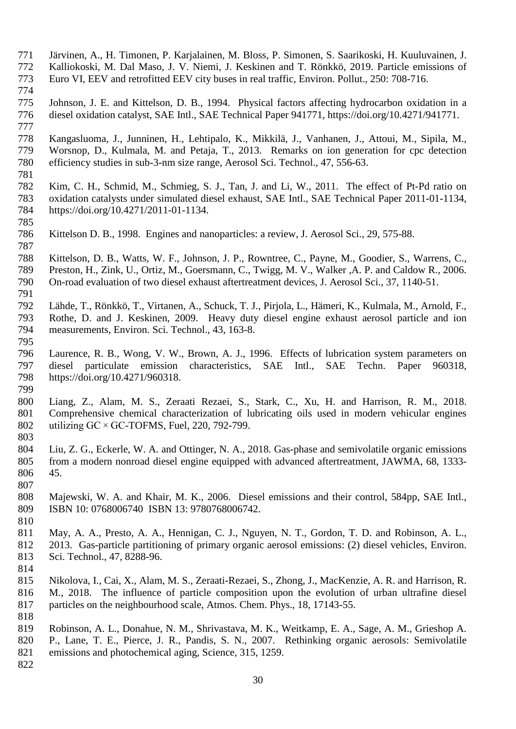Järvinen, A., H. Timonen, P. Karjalainen, M. Bloss, P. Simonen, S. Saarikoski, H. Kuuluvainen, J. Kalliokoski, M. Dal Maso, J. V. Niemi, J. Keskinen and T. Rönkkö, 2019. Particle emissions of Euro VI, EEV and retrofitted EEV city buses in real traffic, Environ. Pollut., 250: 708-716.

Johnson, J. E. and Kittelson, D. B., 1994. Physical factors affecting hydrocarbon oxidation in a diesel oxidation catalyst, SAE Intl., SAE Technical Paper 941771, https://doi.org/10.4271/941771.

Kangasluoma, J., Junninen, H., Lehtipalo, K., Mikkilä, J., Vanhanen, J., Attoui, M., Sipila, M., Worsnop, D., Kulmala, M. and Petaja, T., 2013. Remarks on ion generation for cpc detection efficiency studies in sub-3-nm size range, Aerosol Sci. Technol., 47, 556-63.

Kim, C. H., Schmid, M., Schmieg, S. J., Tan, J. and Li, W., 2011. The effect of Pt-Pd ratio on oxidation catalysts under simulated diesel exhaust, SAE Intl., SAE Technical Paper 2011-01-1134, https://doi.org/10.4271/2011-01-1134.

Kittelson D. B., 1998. Engines and nanoparticles: a review, J. Aerosol Sci., 29, 575-88.

Kittelson, D. B., Watts, W. F., Johnson, J. P., Rowntree, C., Payne, M., Goodier, S., Warrens, C., Preston, H., Zink, U., Ortiz, M., Goersmann, C., Twigg, M. V., Walker ,A. P. and Caldow R., 2006. On-road evaluation of two diesel exhaust aftertreatment devices, J. Aerosol Sci., 37, 1140-51.

Lähde, T., Rönkkö, T., Virtanen, A., Schuck, T. J., Pirjola, L., Hämeri, K., Kulmala, M., Arnold, F., Rothe, D. and J. Keskinen, 2009. Heavy duty diesel engine exhaust aerosol particle and ion measurements, Environ. Sci. Technol., 43, 163-8.

Laurence, R. B., Wong, V. W., Brown, A. J., 1996. Effects of lubrication system parameters on diesel particulate emission characteristics, SAE Intl., SAE Techn. Paper 960318, https://doi.org/10.4271/960318.

Liang, Z., Alam, M. S., Zeraati Rezaei, S., Stark, C., Xu, H. and Harrison, R. M., 2018. Comprehensive chemical characterization of lubricating oils used in modern vehicular engines utilizing GC × GC-TOFMS, Fuel, 220, 792-799.

Liu, Z. G., Eckerle, W. A. and Ottinger, N. A., 2018. Gas-phase and semivolatile organic emissions from a modern nonroad diesel engine equipped with advanced aftertreatment, JAWMA, 68, 1333-45.

Majewski, W. A. and Khair, M. K., 2006. Diesel emissions and their control, 584pp, SAE Intl., ISBN 10: 0768006740 ISBN 13: 9780768006742.

May, A. A., Presto, A. A., Hennigan, C. J., Nguyen, N. T., Gordon, T. D. and Robinson, A. L., 2013. Gas-particle partitioning of primary organic aerosol emissions: (2) diesel vehicles, Environ. Sci. Technol., 47, 8288-96.

Nikolova, I., Cai, X., Alam, M. S., Zeraati-Rezaei, S., Zhong, J., MacKenzie, A. R. and Harrison, R. M., 2018. The influence of particle composition upon the evolution of urban ultrafine diesel particles on the neighbourhood scale, Atmos. Chem. Phys., 18, 17143-55.

Robinson, A. L., Donahue, N. M., Shrivastava, M. K., Weitkamp, E. A., Sage, A. M., Grieshop A. P., Lane, T. E., Pierce, J. R., Pandis, S. N., 2007. Rethinking organic aerosols: Semivolatile emissions and photochemical aging, Science, 315, 1259.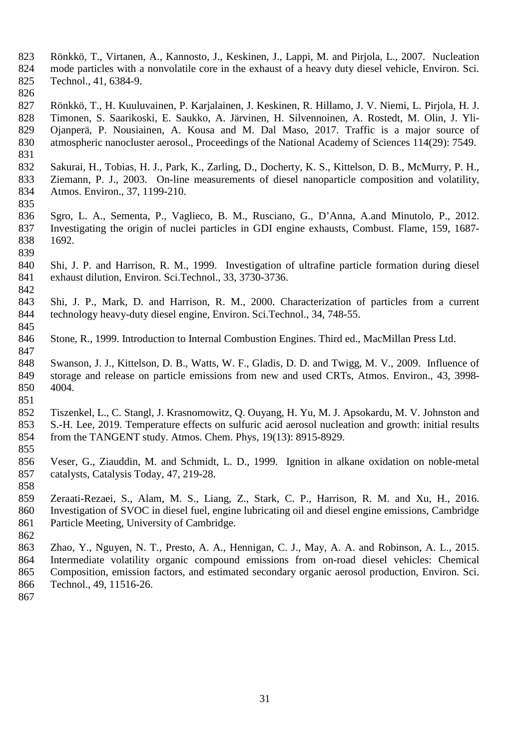Rönkkö, T., Virtanen, A., Kannosto, J., Keskinen, J., Lappi, M. and Pirjola, L., 2007. Nucleation mode particles with a nonvolatile core in the exhaust of a heavy duty diesel vehicle, Environ. Sci. Technol., 41, 6384-9.

Rönkkö, T., H. Kuuluvainen, P. Karjalainen, J. Keskinen, R. Hillamo, J. V. Niemi, L. Pirjola, H. J. Timonen, S. Saarikoski, E. Saukko, A. Järvinen, H. Silvennoinen, A. Rostedt, M. Olin, J. Yli-Ojanperä, P. Nousiainen, A. Kousa and M. Dal Maso, 2017. Traffic is a major source of atmospheric nanocluster aerosol., Proceedings of the National Academy of Sciences 114(29): 7549.

Sakurai, H., Tobias, H. J., Park, K., Zarling, D., Docherty, K. S., Kittelson, D. B., McMurry, P. H., Ziemann, P. J., 2003. On-line measurements of diesel nanoparticle composition and volatility, Atmos. Environ., 37, 1199-210.

Sgro, L. A., Sementa, P., Vaglieco, B. M., Rusciano, G., D'Anna, A.and Minutolo, P., 2012. Investigating the origin of nuclei particles in GDI engine exhausts, Combust. Flame, 159, 1687-1692.

Shi, J. P. and Harrison, R. M., 1999. Investigation of ultrafine particle formation during diesel exhaust dilution, Environ. Sci.Technol., 33, 3730-3736.

Shi, J. P., Mark, D. and Harrison, R. M., 2000. Characterization of particles from a current technology heavy-duty diesel engine, Environ. Sci.Technol., 34, 748-55.

Stone, R., 1999. Introduction to Internal Combustion Engines. Third ed., MacMillan Press Ltd.

Swanson, J. J., Kittelson, D. B., Watts, W. F., Gladis, D. D. and Twigg, M. V., 2009. Influence of storage and release on particle emissions from new and used CRTs, Atmos. Environ., 43, 3998-4004.

Tiszenkel, L., C. Stangl, J. Krasnomowitz, Q. Ouyang, H. Yu, M. J. Apsokardu, M. V. Johnston and S.-H. Lee, 2019. Temperature effects on sulfuric acid aerosol nucleation and growth: initial results from the TANGENT study. Atmos. Chem. Phys, 19(13): 8915-8929.

Veser, G., Ziauddin, M. and Schmidt, L. D., 1999. Ignition in alkane oxidation on noble-metal catalysts, Catalysis Today, 47, 219-28.

Zeraati-Rezaei, S., Alam, M. S., Liang, Z., Stark, C. P., Harrison, R. M. and Xu, H., 2016. Investigation of SVOC in diesel fuel, engine lubricating oil and diesel engine emissions, Cambridge Particle Meeting, University of Cambridge.

Zhao, Y., Nguyen, N. T., Presto, A. A., Hennigan, C. J., May, A. A. and Robinson, A. L., 2015. Intermediate volatility organic compound emissions from on-road diesel vehicles: Chemical Composition, emission factors, and estimated secondary organic aerosol production, Environ. Sci. Technol., 49, 11516-26.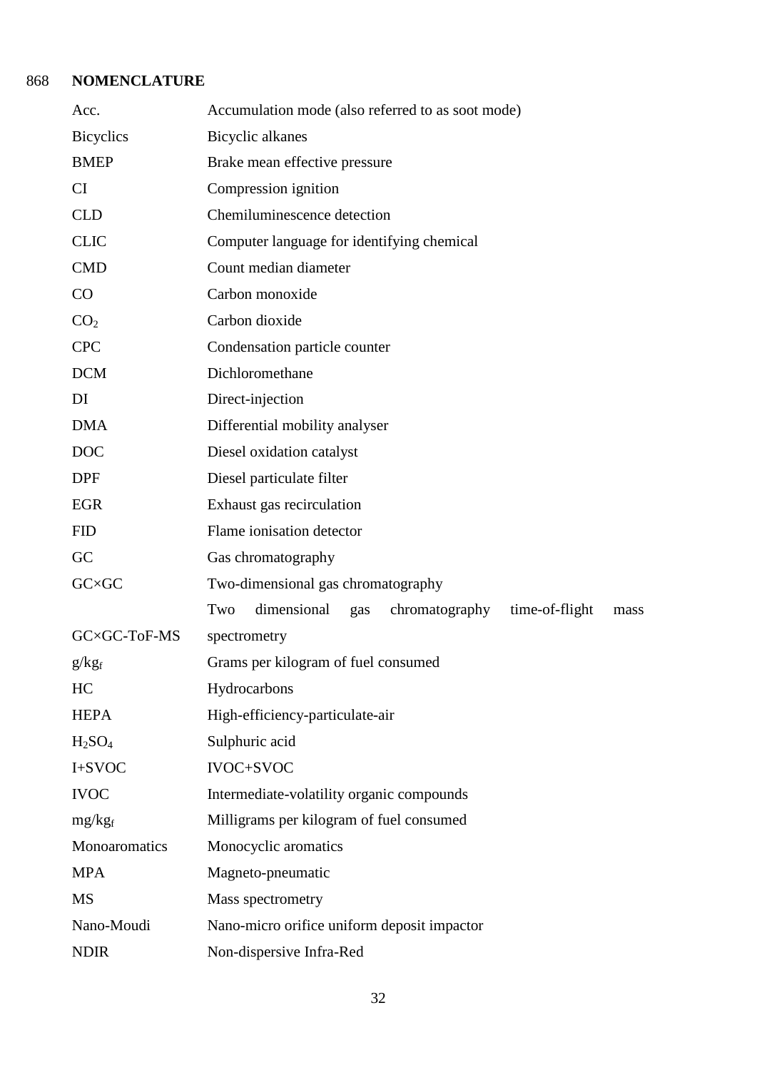## NOMENCLATURE

| | |
|---|---|
| Acc. | Accumulation mode (also referred to as soot mode) |
| Bicyclics | Bicyclic alkanes |
| BMEP | Brake mean effective pressure |
| CI | Compression ignition |
| CLD | Chemiluminescence detection |
| CLIC | Computer language for identifying chemical |
| CMD | Count median diameter |
| CO | Carbon monoxide |
| $CO_2$ | Carbon dioxide |
| CPC | Condensation particle counter |
| DCM | Dichloromethane |
| DI | Direct-injection |
| DMA | Differential mobility analyser |
| DOC | Diesel oxidation catalyst |
| DPF | Diesel particulate filter |
| EGR | Exhaust gas recirculation |
| FID | Flame ionisation detector |
| GC | Gas chromatography |
| GC×GC | Two-dimensional gas chromatography |
| GC×GC-ToF-MS | Two dimensional gas chromatography time-of-flight mass spectrometry |
| $g/kg_f$ | Grams per kilogram of fuel consumed |
| HC | Hydrocarbons |
| HEPA | High-efficiency-particulate-air |
| $H_2SO_4$ | Sulphuric acid |
| I+SVOC | IVOC+SVOC |
| IVOC | Intermediate-volatility organic compounds |
| $mg/kg_f$ | Milligrams per kilogram of fuel consumed |
| Monoaromatics | Monocyclic aromatics |
| MPA | Magneto-pneumatic |
| MS | Mass spectrometry |
| Nano-Moudi | Nano-micro orifice uniform deposit impactor |
| NDIR | Non-dispersive Infra-Red |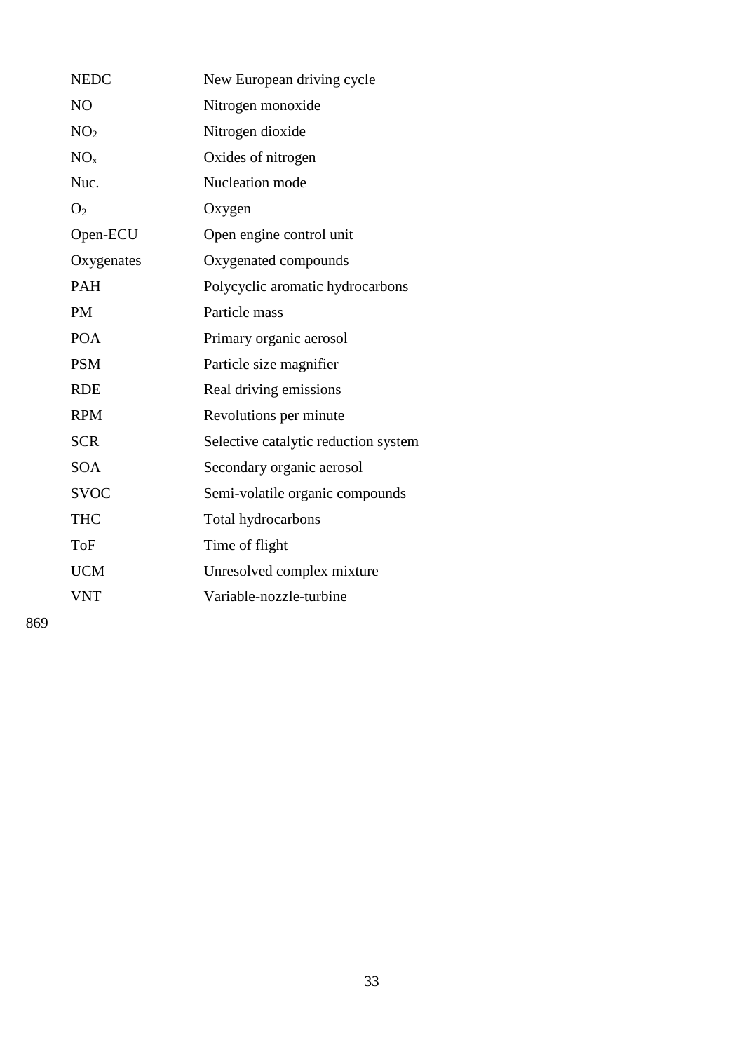| | |
|---|---|
| NEDC | New European driving cycle |
| NO | Nitrogen monoxide |
| $NO_2$ | Nitrogen dioxide |
| $NO_x$ | Oxides of nitrogen |
| Nuc. | Nucleation mode |
| $O_2$ | Oxygen |
| Open-ECU | Open engine control unit |
| Oxygenates | Oxygenated compounds |
| PAH | Polycyclic aromatic hydrocarbons |
| PM | Particle mass |
| POA | Primary organic aerosol |
| PSM | Particle size magnifier |
| RDE | Real driving emissions |
| RPM | Revolutions per minute |
| SCR | Selective catalytic reduction system |
| SOA | Secondary organic aerosol |
| SVOC | Semi-volatile organic compounds |
| THC | Total hydrocarbons |
| ToF | Time of flight |
| UCM | Unresolved complex mixture |
| VNT | Variable-nozzle-turbine |

869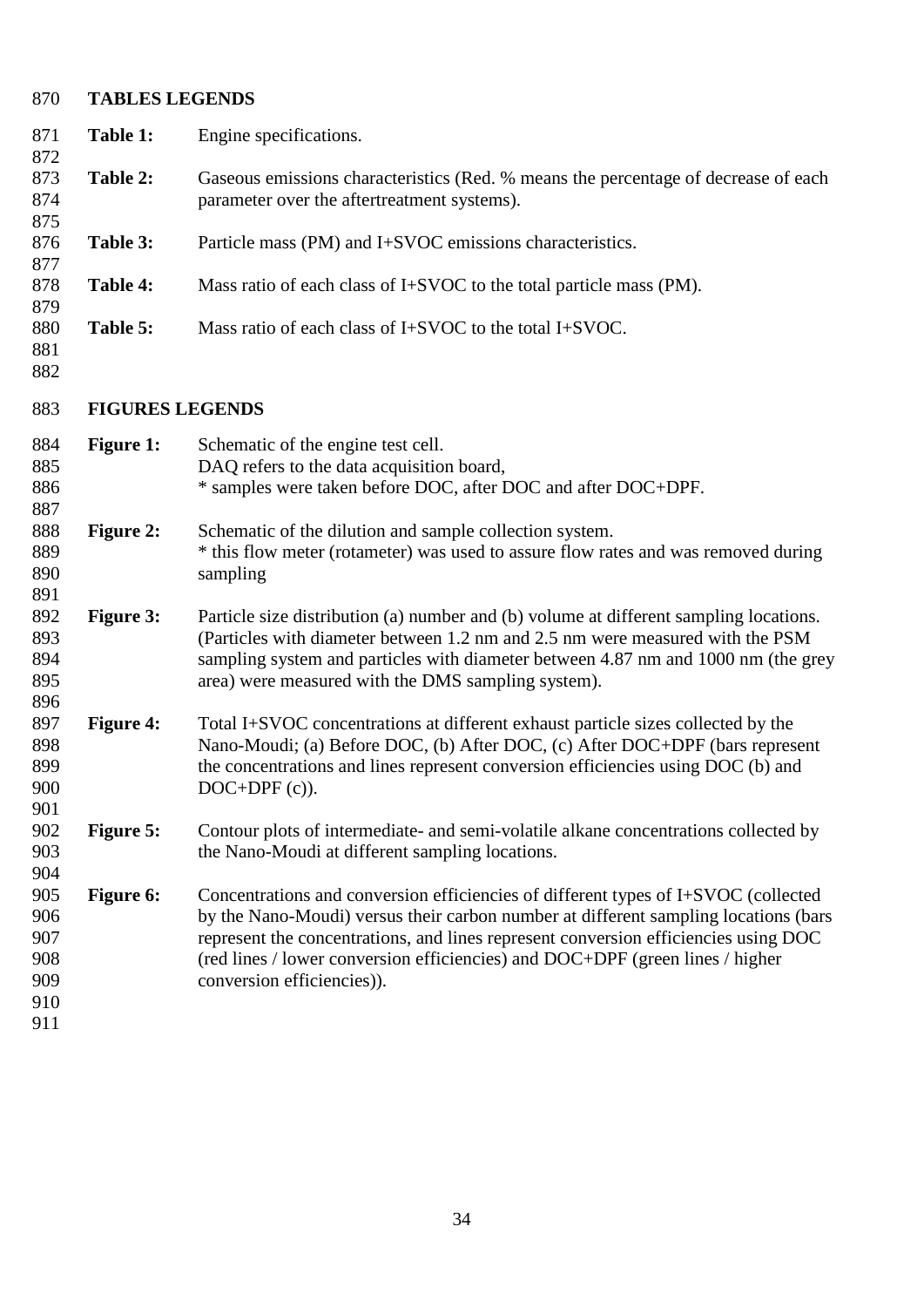## TABLES LEGENDS

**Table 1:** Engine specifications.

**Table 2:** Gaseous emissions characteristics (Red. % means the percentage of decrease of each parameter over the aftertreatment systems).

**Table 3:** Particle mass (PM) and I+SVOC emissions characteristics.

**Table 4:** Mass ratio of each class of I+SVOC to the total particle mass (PM).

**Table 5:** Mass ratio of each class of I+SVOC to the total I+SVOC.

## FIGURES LEGENDS

**Figure 1:** Schematic of the engine test cell.
DAQ refers to the data acquisition board,
* samples were taken before DOC, after DOC and after DOC+DPF.

**Figure 2:** Schematic of the dilution and sample collection system.
* this flow meter (rotameter) was used to assure flow rates and was removed during sampling

**Figure 3:** Particle size distribution (a) number and (b) volume at different sampling locations. (Particles with diameter between 1.2 nm and 2.5 nm were measured with the PSM sampling system and particles with diameter between 4.87 nm and 1000 nm (the grey area) were measured with the DMS sampling system).

**Figure 4:** Total I+SVOC concentrations at different exhaust particle sizes collected by the Nano-Moudi; (a) Before DOC, (b) After DOC, (c) After DOC+DPF (bars represent the concentrations and lines represent conversion efficiencies using DOC (b) and DOC+DPF (c)).

**Figure 5:** Contour plots of intermediate- and semi-volatile alkane concentrations collected by the Nano-Moudi at different sampling locations.

**Figure 6:** Concentrations and conversion efficiencies of different types of I+SVOC (collected by the Nano-Moudi) versus their carbon number at different sampling locations (bars represent the concentrations, and lines represent conversion efficiencies using DOC (red lines / lower conversion efficiencies) and DOC+DPF (green lines / higher conversion efficiencies)).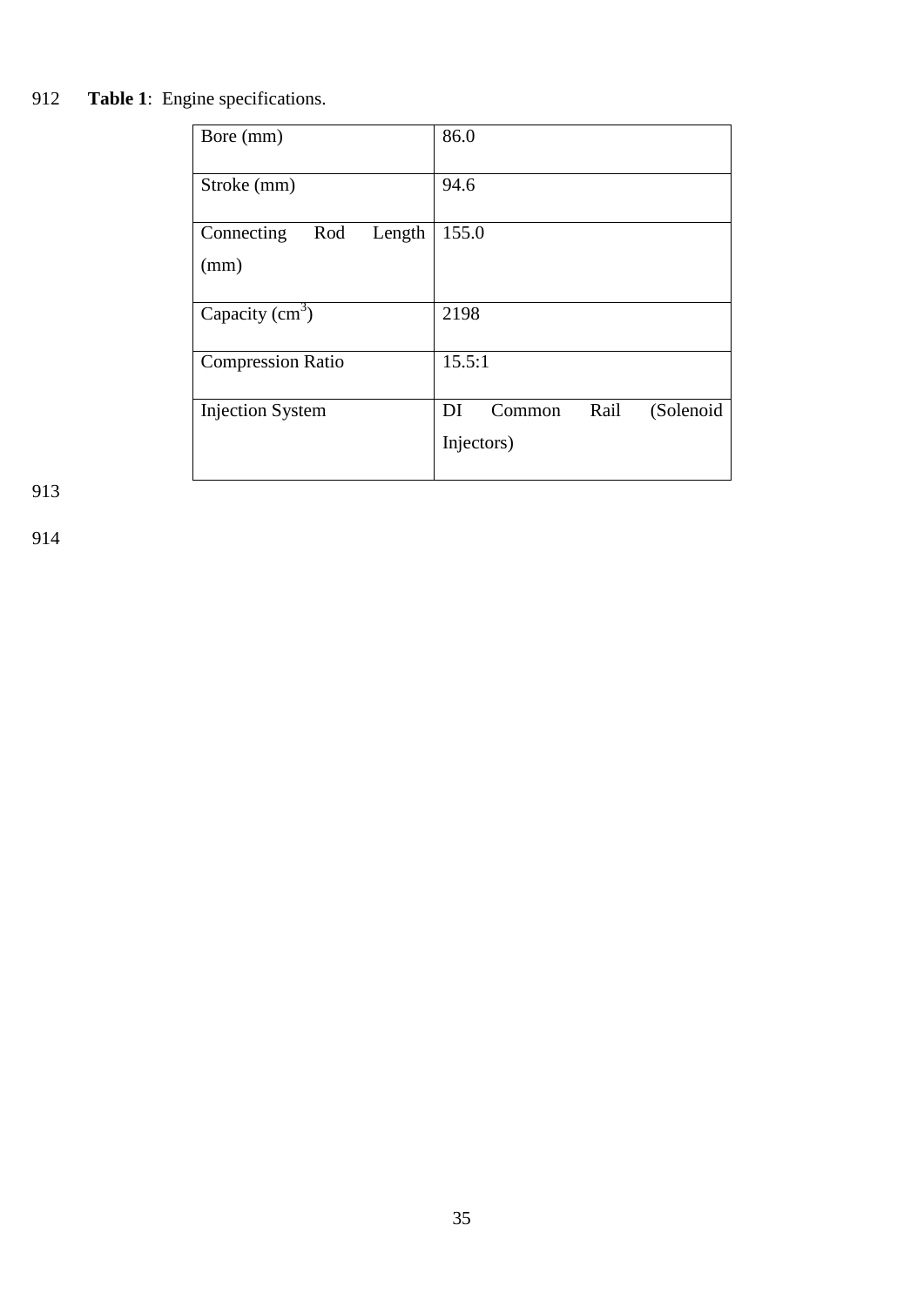**Table 1**: Engine specifications.

| | |
|---|---|
| Bore (mm) | 86.0 |
| Stroke (mm) | 94.6 |
| Connecting Rod Length (mm) | 155.0 |
| Capacity ($cm^3$) | 2198 |
| Compression Ratio | 15.5:1 |
| Injection System | DI Common Rail (Solenoid Injectors) |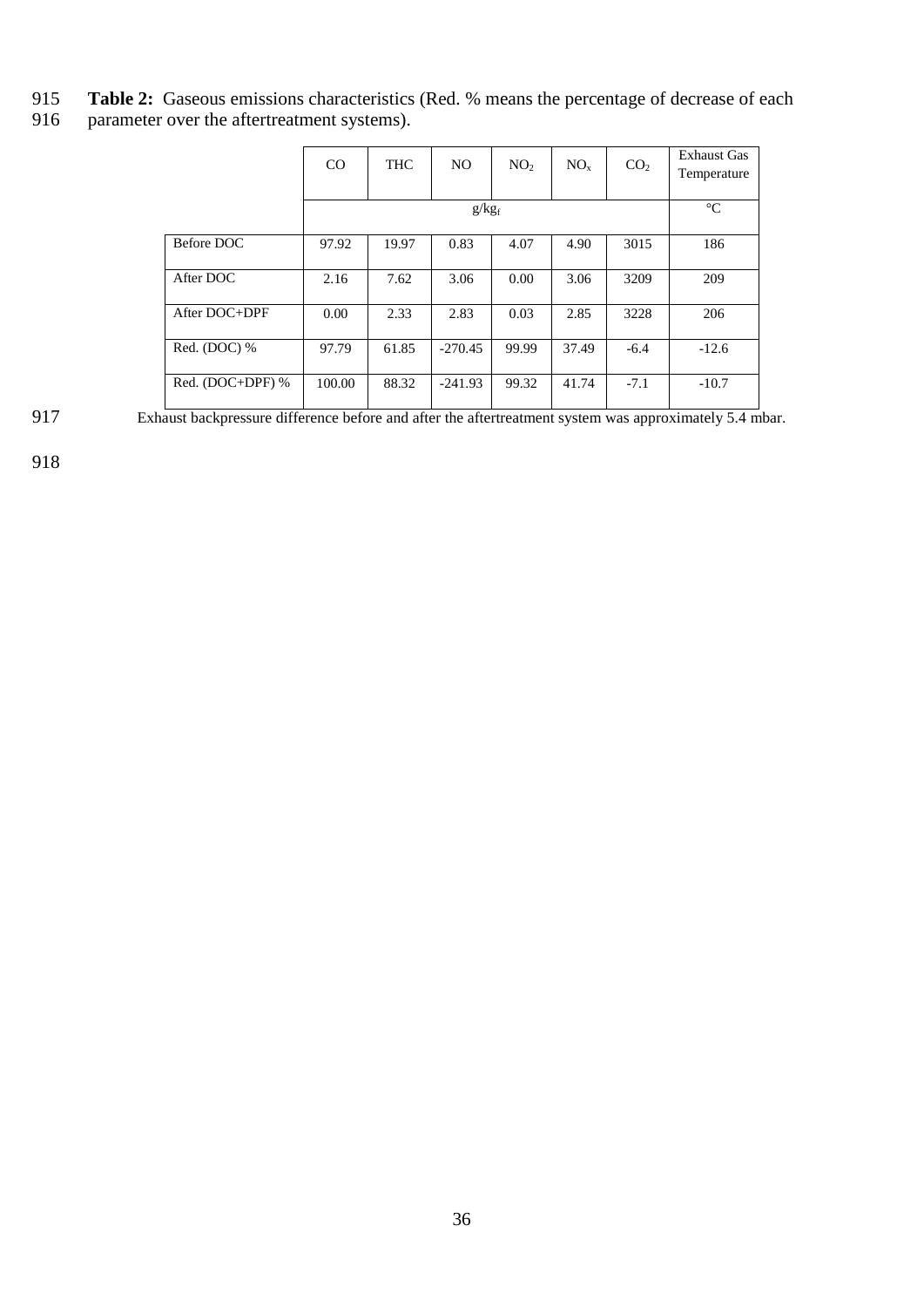**Table 2:** Gaseous emissions characteristics (Red. % means the percentage of decrease of each parameter over the aftertreatment systems).

| | CO | THC | NO | $NO_2$ | $NO_x$ | $CO_2$ | Exhaust Gas Temperature |
|---|---|---|---|---|---|---|---|
| | $g/kg_f$ | | | | | | °C |
| Before DOC | 97.92 | 19.97 | 0.83 | 4.07 | 4.90 | 3015 | 186 |
| After DOC | 2.16 | 7.62 | 3.06 | 0.00 | 3.06 | 3209 | 209 |
| After DOC+DPF | 0.00 | 2.33 | 2.83 | 0.03 | 2.85 | 3228 | 206 |
| Red. (DOC) % | 97.79 | 61.85 | -270.45 | 99.99 | 37.49 | -6.4 | -12.6 |
| Red. (DOC+DPF) % | 100.00 | 88.32 | -241.93 | 99.32 | 41.74 | -7.1 | -10.7 |

Exhaust backpressure difference before and after the aftertreatment system was approximately 5.4 mbar.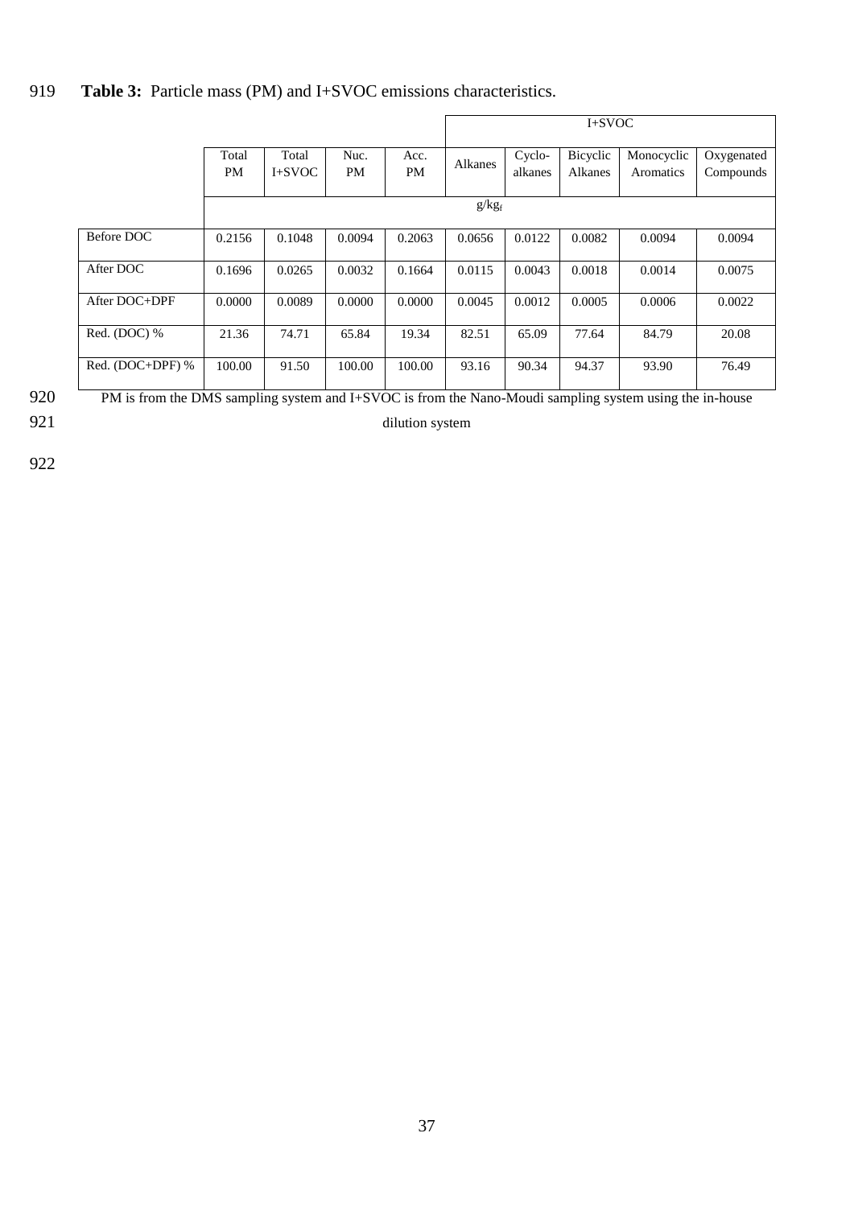**Table 3:** Particle mass (PM) and I+SVOC emissions characteristics.

| | Total PM | Total I+SVOC | Nuc. PM | Acc. PM | I+SVOC | | | | |
|---|---|---|---|---|---|---|---|---|---|
| | | | | | Alkanes | Cyclo-alkanes | Bicyclic Alkanes | Monocyclic Aromatics | Oxygenated Compounds |
| | $g/kg_f$ | | | | | | | | |
| Before DOC | 0.2156 | 0.1048 | 0.0094 | 0.2063 | 0.0656 | 0.0122 | 0.0082 | 0.0094 | 0.0094 |
| After DOC | 0.1696 | 0.0265 | 0.0032 | 0.1664 | 0.0115 | 0.0043 | 0.0018 | 0.0014 | 0.0075 |
| After DOC+DPF | 0.0000 | 0.0089 | 0.0000 | 0.0000 | 0.0045 | 0.0012 | 0.0005 | 0.0006 | 0.0022 |
| Red. (DOC) % | 21.36 | 74.71 | 65.84 | 19.34 | 82.51 | 65.09 | 77.64 | 84.79 | 20.08 |
| Red. (DOC+DPF) % | 100.00 | 91.50 | 100.00 | 100.00 | 93.16 | 90.34 | 94.37 | 93.90 | 76.49 |

PM is from the DMS sampling system and I+SVOC is from the Nano-Moudi sampling system using the in-house dilution system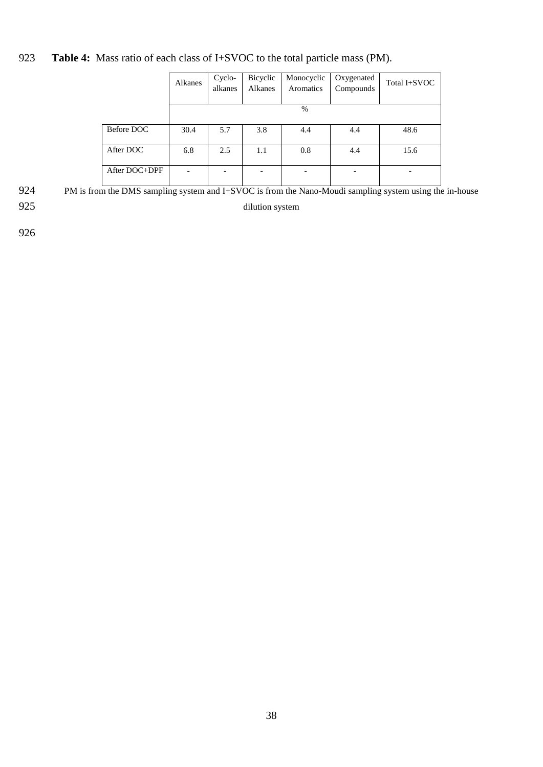**Table 4:** Mass ratio of each class of I+SVOC to the total particle mass (PM).

| | Alkanes | Cyclo-alkanes | Bicyclic Alkanes | Monocyclic Aromatics | Oxygenated Compounds | Total I+SVOC |
|---|---|---|---|---|---|---|
| | % | | | | | |
| Before DOC | 30.4 | 5.7 | 3.8 | 4.4 | 4.4 | 48.6 |
| After DOC | 6.8 | 2.5 | 1.1 | 0.8 | 4.4 | 15.6 |
| After DOC+DPF | - | - | - | - | - | - |

PM is from the DMS sampling system and I+SVOC is from the Nano-Moudi sampling system using the in-house dilution system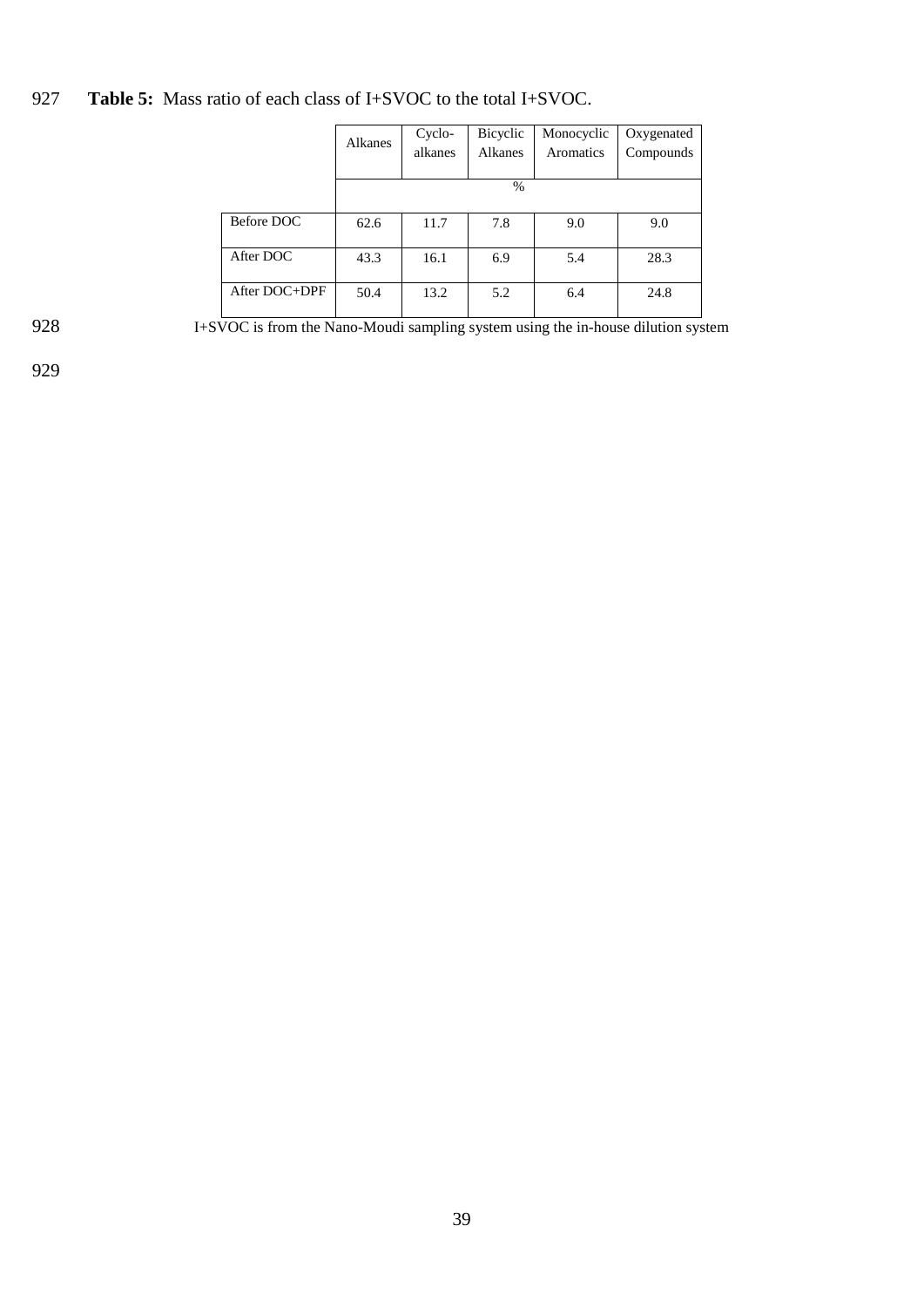**Table 5:** Mass ratio of each class of I+SVOC to the total I+SVOC.

| | Alkanes | Cyclo-alkanes | Bicyclic Alkanes | Monocyclic Aromatics | Oxygenated Compounds |
|---|---|---|---|---|---|
| | % | | | | |
| Before DOC | 62.6 | 11.7 | 7.8 | 9.0 | 9.0 |
| After DOC | 43.3 | 16.1 | 6.9 | 5.4 | 28.3 |
| After DOC+DPF | 50.4 | 13.2 | 5.2 | 6.4 | 24.8 |

I+SVOC is from the Nano-Moudi sampling system using the in-house dilution system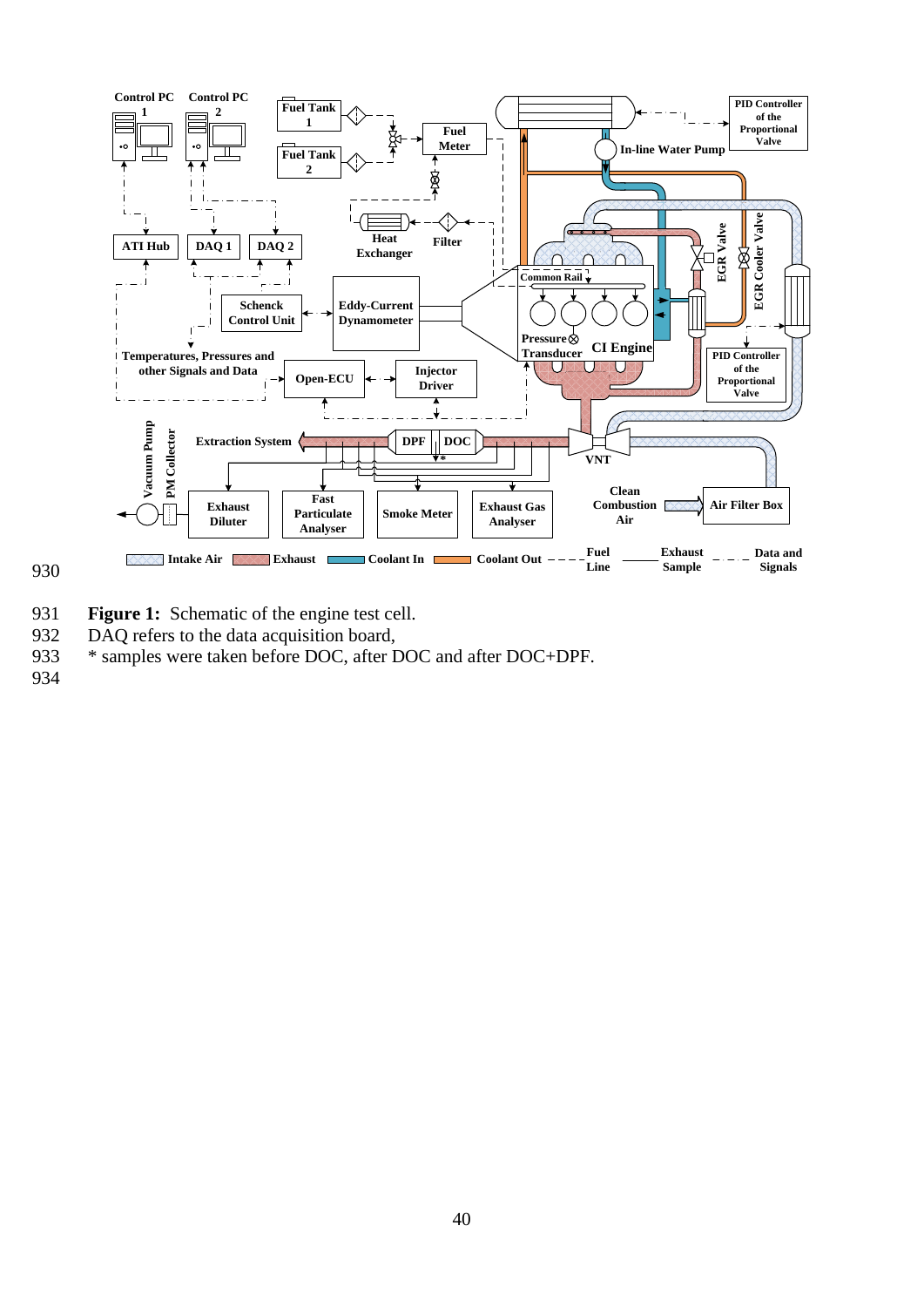**Figure 1:** Schematic of the engine test cell.

DAQ refers to the data acquisition board,

* samples were taken before DOC, after DOC and after DOC+DPF.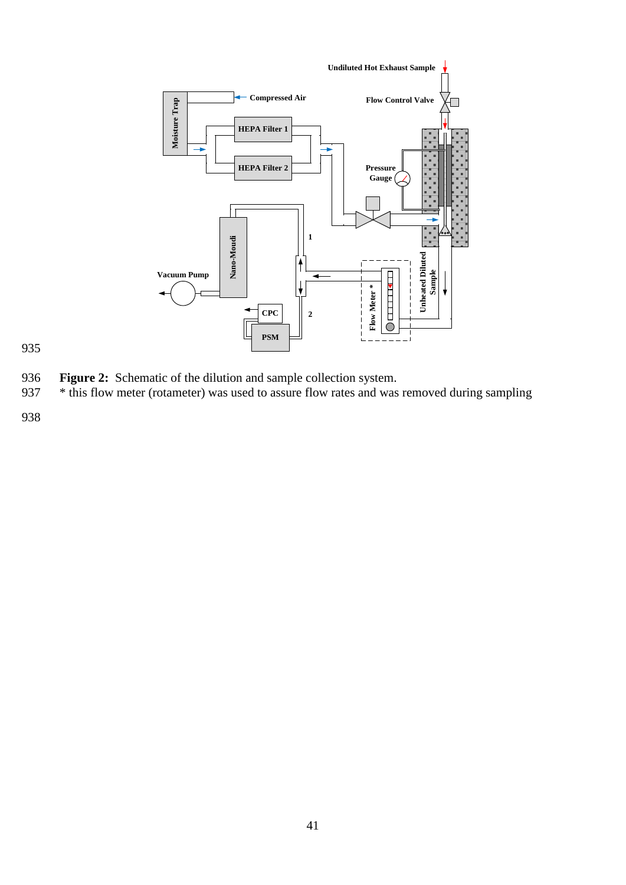**Figure 2:** Schematic of the dilution and sample collection system.
* this flow meter (rotameter) was used to assure flow rates and was removed during sampling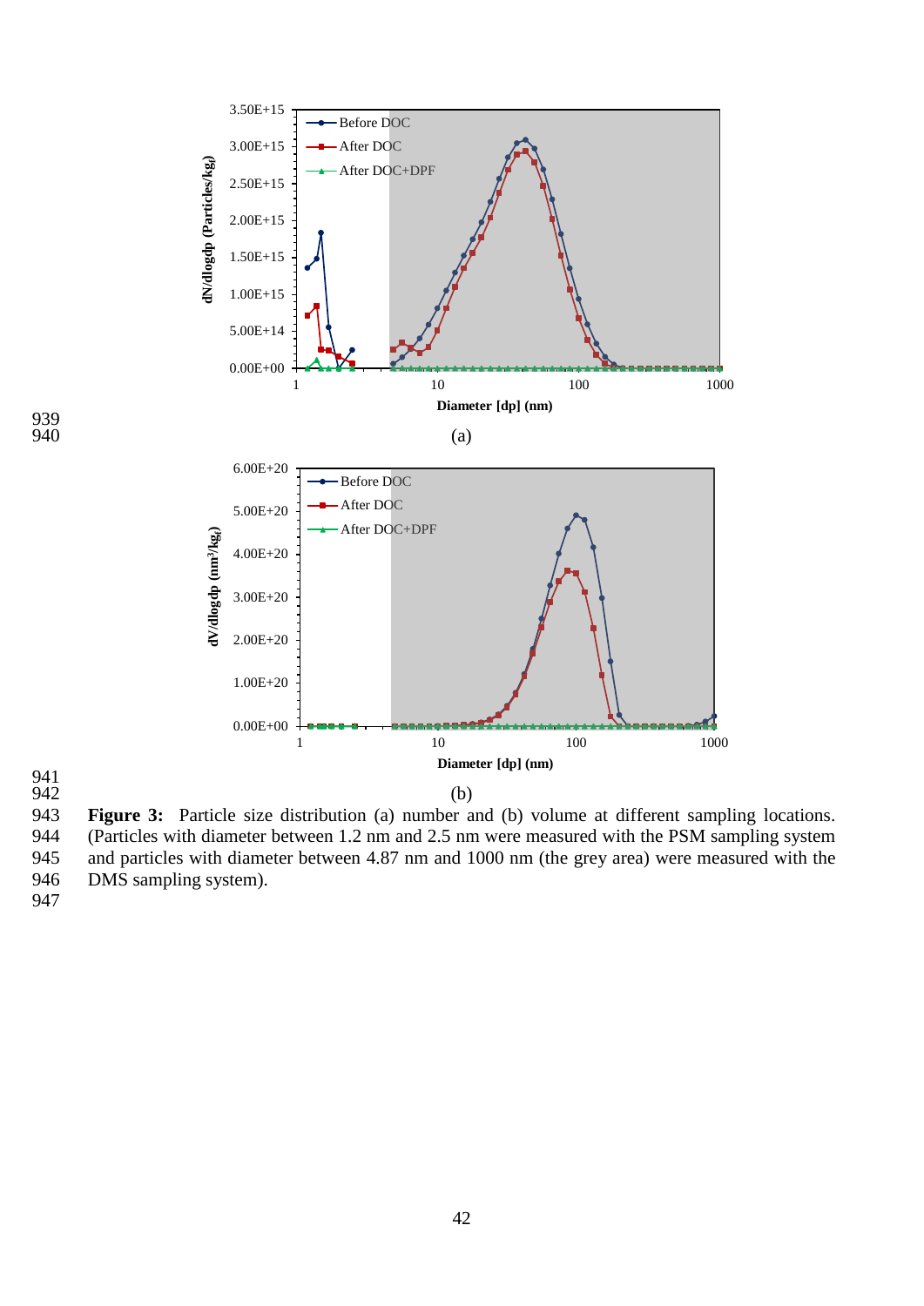(a)

(b)

**Figure 3:** Particle size distribution (a) number and (b) volume at different sampling locations. (Particles with diameter between 1.2 nm and 2.5 nm were measured with the PSM sampling system and particles with diameter between 4.87 nm and 1000 nm (the grey area) were measured with the DMS sampling system).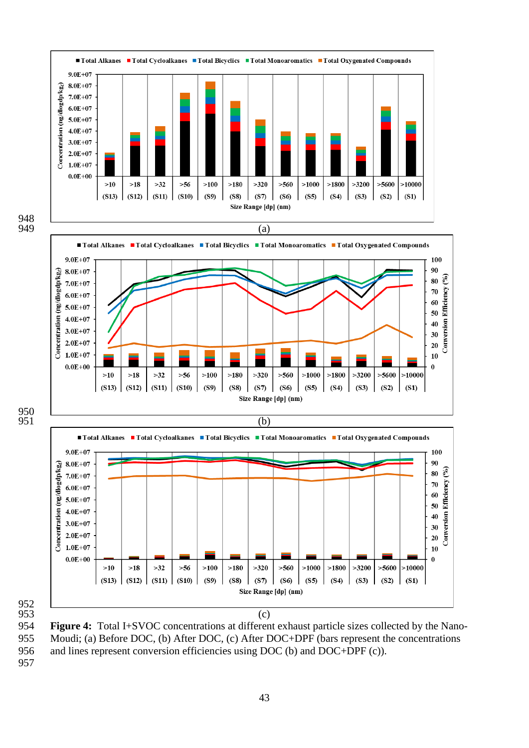(a)

(b)

(c)

**Figure 4:** Total I+SVOC concentrations at different exhaust particle sizes collected by the Nano-Moudi; (a) Before DOC, (b) After DOC, (c) After DOC+DPF (bars represent the concentrations and lines represent conversion efficiencies using DOC (b) and DOC+DPF (c)).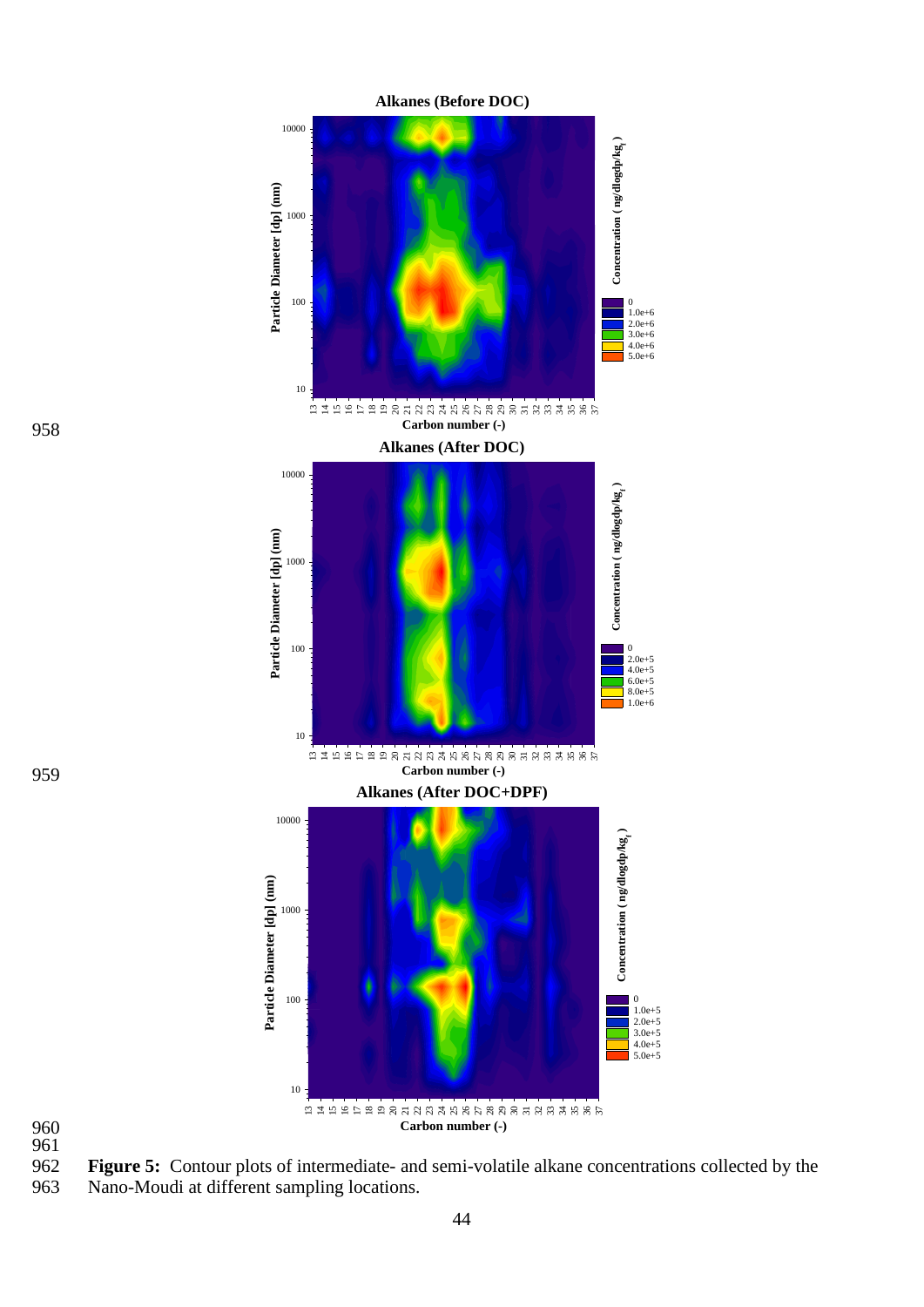**Figure 5:** Contour plots of intermediate- and semi-volatile alkane concentrations collected by the Nano-Moudi at different sampling locations.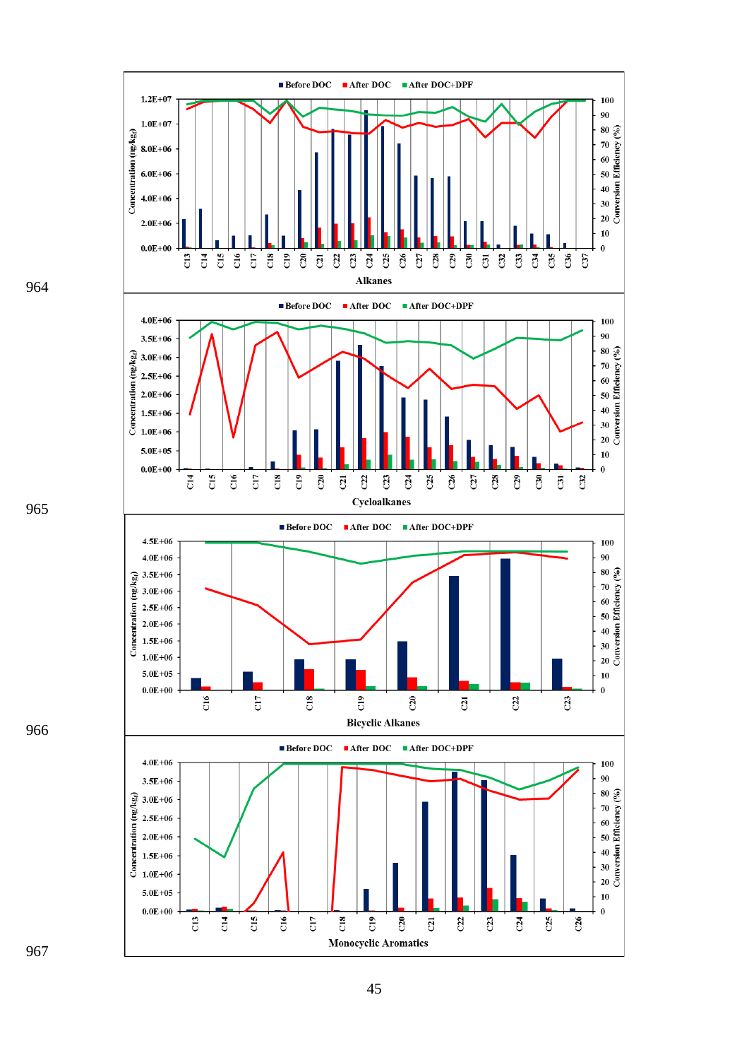964

965

966

967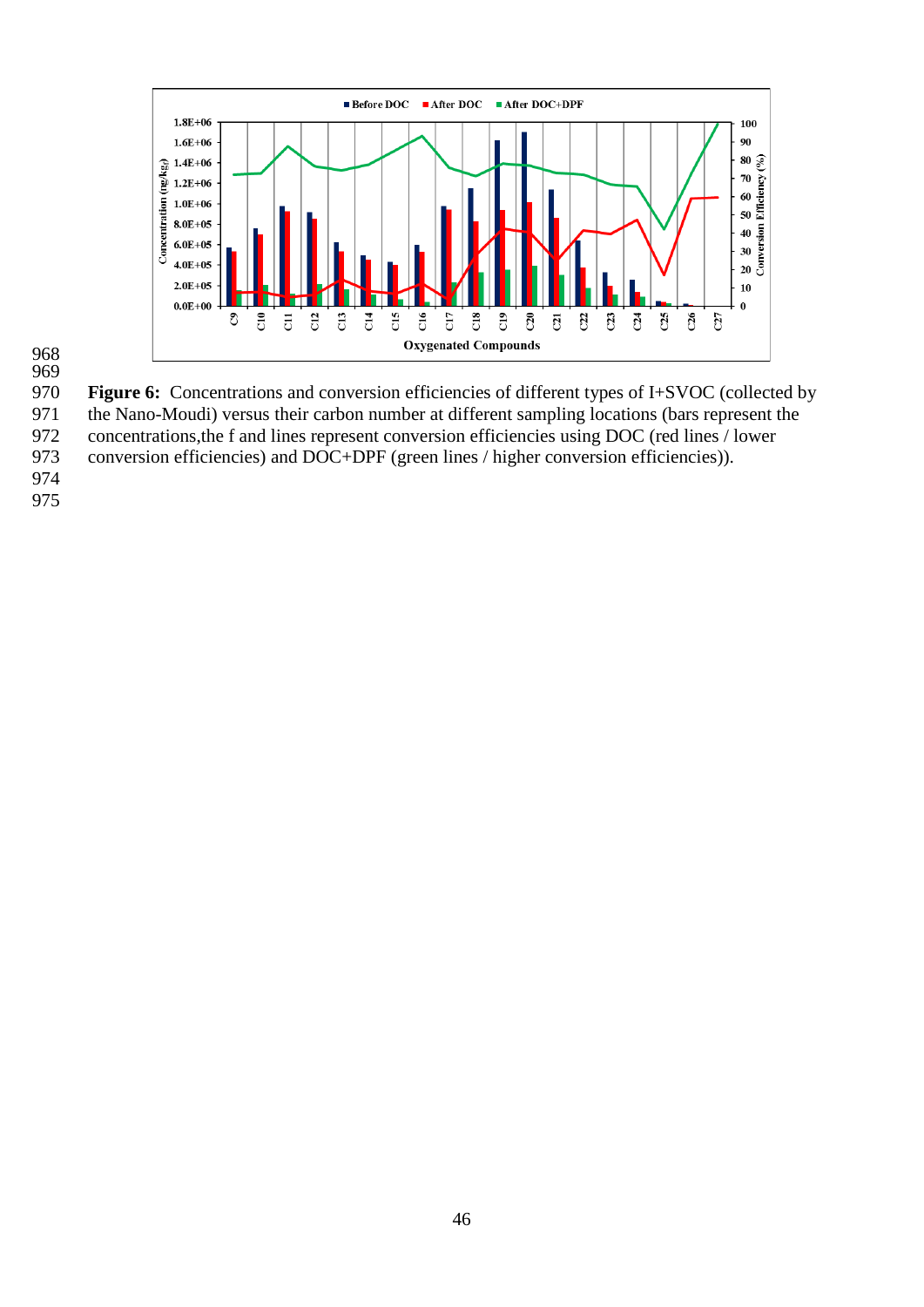Before DOC   After DOC   After DOC+DPF

Concentration (ng/kg$_f$)

1.8E+06
1.6E+06
1.4E+06
1.2E+06
1.0E+06
8.0E+05
6.0E+05
4.0E+05
2.0E+05
0.0E+00

Conversion Efficiency (%)

100
90
80
70
60
50
40
30
20
10
0

C9 C10 C11 C12 C13 C14 C15 C16 C17 C18 C19 C20 C21 C22 C23 C24 C25 C26 C27

Oxygenated Compounds

**Figure 6:** Concentrations and conversion efficiencies of different types of I+SVOC (collected by the Nano-Moudi) versus their carbon number at different sampling locations (bars represent the concentrations,the f and lines represent conversion efficiencies using DOC (red lines / lower conversion efficiencies) and DOC+DPF (green lines / higher conversion efficiencies)).